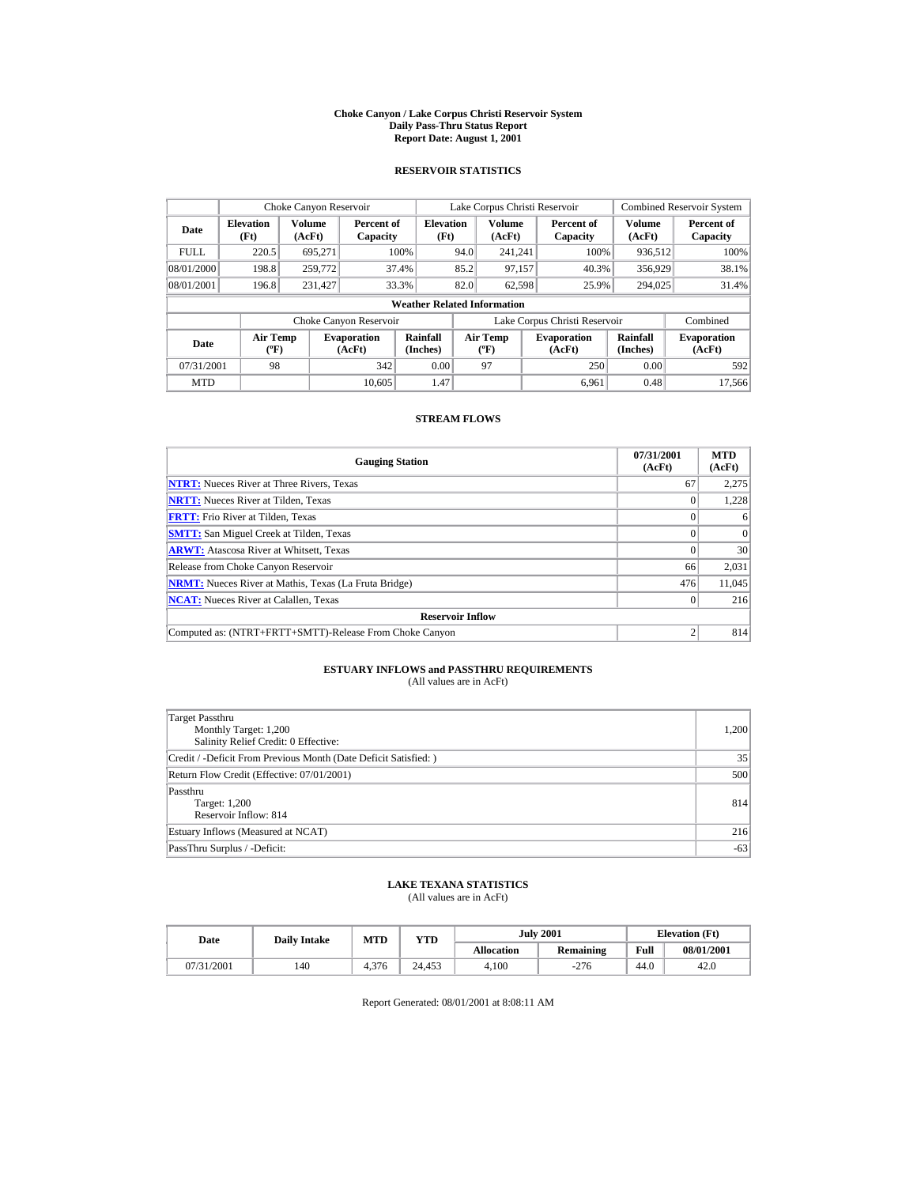# Choke Canyon / Lake Corpus Christi Reservoir System
## Daily Pass-Thru Status Report
## Report Date: August 1, 2001

### RESERVOIR STATISTICS

| Date | Choke Canyon Reservoir | | | Lake Corpus Christi Reservoir | | | Combined Reservoir System | |
|---|---|---|---|---|---|---|---|---|
| | Elevation (Ft) | Volume (AcFt) | Percent of Capacity | Elevation (Ft) | Volume (AcFt) | Percent of Capacity | Volume (AcFt) | Percent of Capacity |
| FULL | 220.5 | 695,271 | 100% | 94.0 | 241,241 | 100% | 936,512 | 100% |
| 08/01/2000 | 198.8 | 259,772 | 37.4% | 85.2 | 97,157 | 40.3% | 356,929 | 38.1% |
| 08/01/2001 | 196.8 | 231,427 | 33.3% | 82.0 | 62,598 | 25.9% | 294,025 | 31.4% |

**Weather Related Information**

| Date | Choke Canyon Reservoir | | | Lake Corpus Christi Reservoir | | | Combined |
|---|---|---|---|---|---|---|---|
| | Air Temp (ºF) | Evaporation (AcFt) | Rainfall (Inches) | Air Temp (ºF) | Evaporation (AcFt) | Rainfall (Inches) | Evaporation (AcFt) |
| 07/31/2001 | 98 | 342 | 0.00 | 97 | 250 | 0.00 | 592 |
| MTD | | 10,605 | 1.47 | | 6,961 | 0.48 | 17,566 |

### STREAM FLOWS

| Gauging Station | 07/31/2001 (AcFt) | MTD (AcFt) |
|---|---|---|
| NTRT: Nueces River at Three Rivers, Texas | 67 | 2,275 |
| NRTT: Nueces River at Tilden, Texas | 0 | 1,228 |
| FRTT: Frio River at Tilden, Texas | 0 | 6 |
| SMTT: San Miguel Creek at Tilden, Texas | 0 | 0 |
| ARWT: Atascosa River at Whitsett, Texas | 0 | 30 |
| Release from Choke Canyon Reservoir | 66 | 2,031 |
| NRMT: Nueces River at Mathis, Texas (La Fruta Bridge) | 476 | 11,045 |
| NCAT: Nueces River at Calallen, Texas | 0 | 216 |
| **Reservoir Inflow** | | |
| Computed as: (NTRT+FRTT+SMTT)-Release From Choke Canyon | 2 | 814 |

### ESTUARY INFLOWS and PASSTHRU REQUIREMENTS
(All values are in AcFt)

| | |
|---|---|
| Target Passthru<br>Monthly Target: 1,200<br>Salinity Relief Credit: 0 Effective: | 1,200 |
| Credit / -Deficit From Previous Month (Date Deficit Satisfied: ) | 35 |
| Return Flow Credit (Effective: 07/01/2001) | 500 |
| Passthru<br>Target: 1,200<br>Reservoir Inflow: 814 | 814 |
| Estuary Inflows (Measured at NCAT) | 216 |
| PassThru Surplus / -Deficit: | -63 |

### LAKE TEXANA STATISTICS
(All values are in AcFt)

| Date | Daily Intake | MTD | YTD | July 2001 | | Elevation (Ft) | |
|---|---|---|---|---|---|---|---|
| | | | | Allocation | Remaining | Full | 08/01/2001 |
| 07/31/2001 | 140 | 4,376 | 24,453 | 4,100 | -276 | 44.0 | 42.0 |

Report Generated: 08/01/2001 at 8:08:11 AM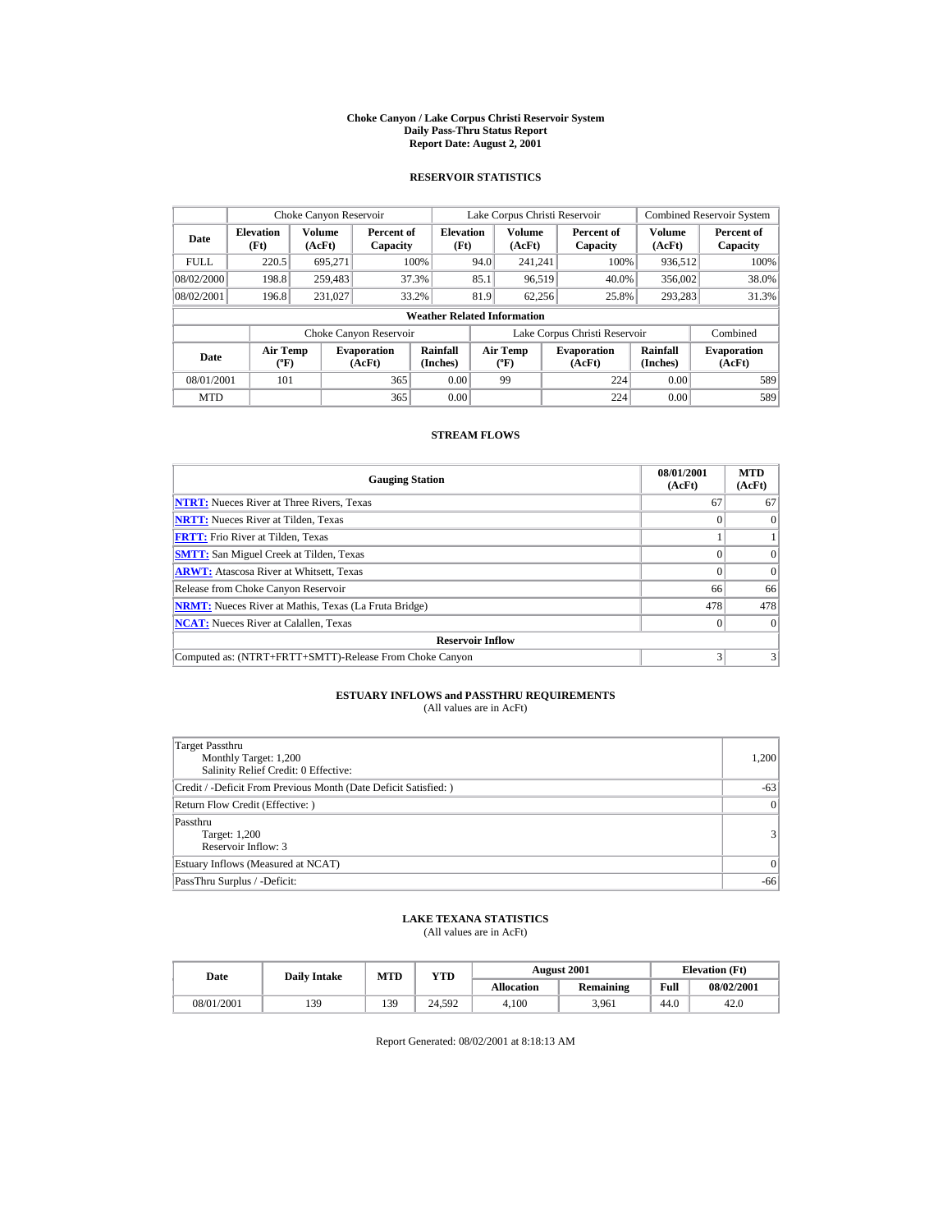# Choke Canyon / Lake Corpus Christi Reservoir System
## Daily Pass-Thru Status Report
### Report Date: August 2, 2001

## RESERVOIR STATISTICS

| | Choke Canyon Reservoir | | | Lake Corpus Christi Reservoir | | | Combined Reservoir System | |
|---|---|---|---|---|---|---|---|---|
| Date | Elevation (Ft) | Volume (AcFt) | Percent of Capacity | Elevation (Ft) | Volume (AcFt) | Percent of Capacity | Volume (AcFt) | Percent of Capacity |
| FULL | 220.5 | 695,271 | 100% | 94.0 | 241,241 | 100% | 936,512 | 100% |
| 08/02/2000 | 198.8 | 259,483 | 37.3% | 85.1 | 96,519 | 40.0% | 356,002 | 38.0% |
| 08/02/2001 | 196.8 | 231,027 | 33.2% | 81.9 | 62,256 | 25.8% | 293,283 | 31.3% |

**Weather Related Information**

| | Choke Canyon Reservoir | | | Lake Corpus Christi Reservoir | | | Combined |
|---|---|---|---|---|---|---|---|
| Date | Air Temp (ºF) | Evaporation (AcFt) | Rainfall (Inches) | Air Temp (ºF) | Evaporation (AcFt) | Rainfall (Inches) | Evaporation (AcFt) |
| 08/01/2001 | 101 | 365 | 0.00 | 99 | 224 | 0.00 | 589 |
| MTD | | 365 | 0.00 | | 224 | 0.00 | 589 |

## STREAM FLOWS

| Gauging Station | 08/01/2001 (AcFt) | MTD (AcFt) |
|---|---|---|
| NTRT: Nueces River at Three Rivers, Texas | 67 | 67 |
| NRTT: Nueces River at Tilden, Texas | 0 | 0 |
| FRTT: Frio River at Tilden, Texas | 1 | 1 |
| SMTT: San Miguel Creek at Tilden, Texas | 0 | 0 |
| ARWT: Atascosa River at Whitsett, Texas | 0 | 0 |
| Release from Choke Canyon Reservoir | 66 | 66 |
| NRMT: Nueces River at Mathis, Texas (La Fruta Bridge) | 478 | 478 |
| NCAT: Nueces River at Calallen, Texas | 0 | 0 |
| **Reservoir Inflow** | | |
| Computed as: (NTRT+FRTT+SMTT)-Release From Choke Canyon | 3 | 3 |

## ESTUARY INFLOWS and PASSTHRU REQUIREMENTS
(All values are in AcFt)

| | |
|---|---|
| Target Passthru<br>Monthly Target: 1,200<br>Salinity Relief Credit: 0 Effective: | 1,200 |
| Credit / -Deficit From Previous Month (Date Deficit Satisfied: ) | -63 |
| Return Flow Credit (Effective: ) | 0 |
| Passthru<br>Target: 1,200<br>Reservoir Inflow: 3 | 3 |
| Estuary Inflows (Measured at NCAT) | 0 |
| PassThru Surplus / -Deficit: | -66 |

## LAKE TEXANA STATISTICS
(All values are in AcFt)

| Date | Daily Intake | MTD | YTD | August 2001 | | Elevation (Ft) | |
|---|---|---|---|---|---|---|---|
| | | | | Allocation | Remaining | Full | 08/02/2001 |
| 08/01/2001 | 139 | 139 | 24,592 | 4,100 | 3,961 | 44.0 | 42.0 |

Report Generated: 08/02/2001 at 8:18:13 AM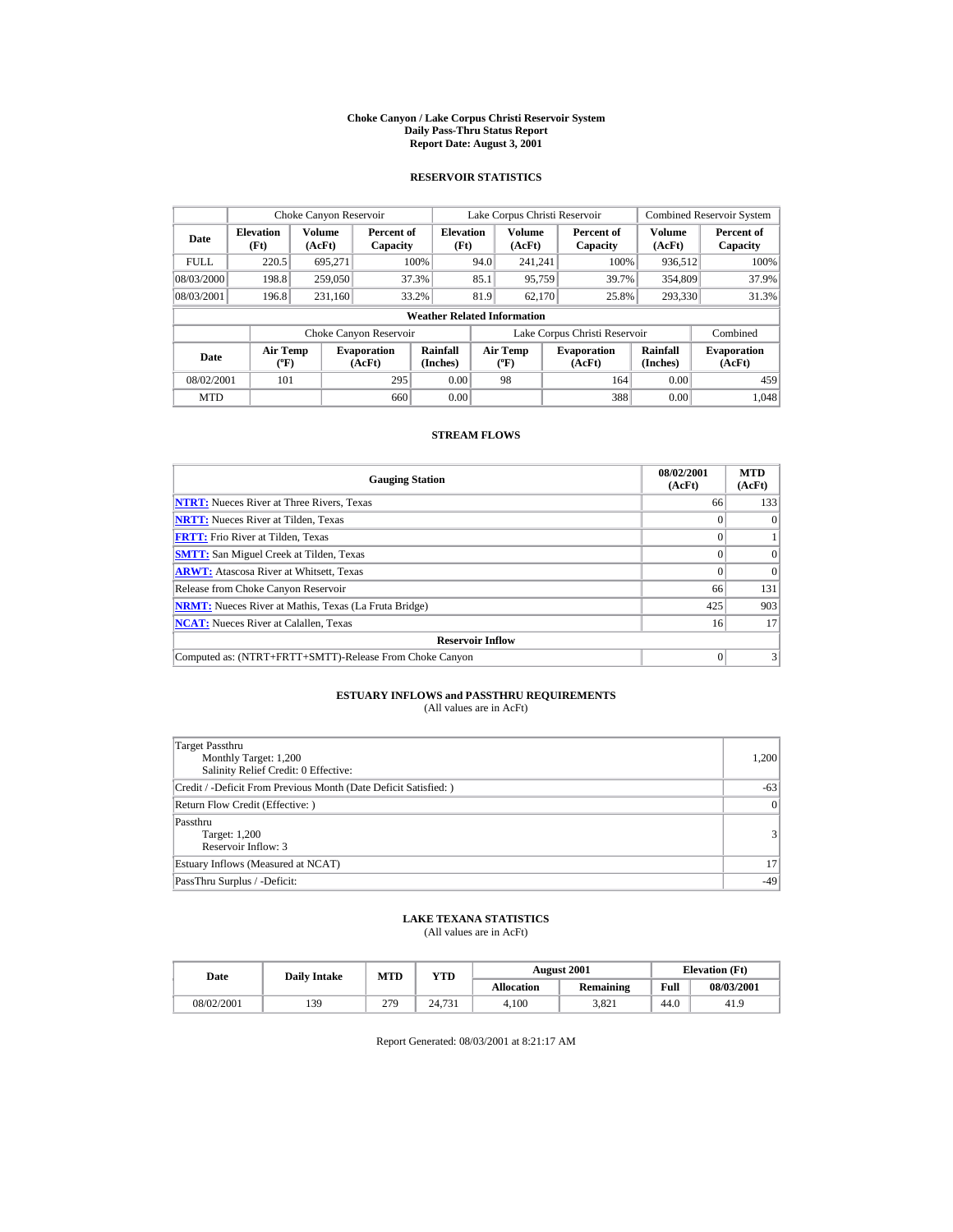**Choke Canyon / Lake Corpus Christi Reservoir System**
**Daily Pass-Thru Status Report**
**Report Date: August 3, 2001**

## RESERVOIR STATISTICS

| | Choke Canyon Reservoir | | | Lake Corpus Christi Reservoir | | | Combined Reservoir System | |
|---|---|---|---|---|---|---|---|---|
| **Date** | **Elevation (Ft)** | **Volume (AcFt)** | **Percent of Capacity** | **Elevation (Ft)** | **Volume (AcFt)** | **Percent of Capacity** | **Volume (AcFt)** | **Percent of Capacity** |
| FULL | 220.5 | 695,271 | 100% | 94.0 | 241,241 | 100% | 936,512 | 100% |
| 08/03/2000 | 198.8 | 259,050 | 37.3% | 85.1 | 95,759 | 39.7% | 354,809 | 37.9% |
| 08/03/2001 | 196.8 | 231,160 | 33.2% | 81.9 | 62,170 | 25.8% | 293,330 | 31.3% |

**Weather Related Information**

| | Choke Canyon Reservoir | | | Lake Corpus Christi Reservoir | | | Combined |
|---|---|---|---|---|---|---|---|
| **Date** | **Air Temp (ºF)** | **Evaporation (AcFt)** | **Rainfall (Inches)** | **Air Temp (ºF)** | **Evaporation (AcFt)** | **Rainfall (Inches)** | **Evaporation (AcFt)** |
| 08/02/2001 | 101 | 295 | 0.00 | 98 | 164 | 0.00 | 459 |
| MTD | | 660 | 0.00 | | 388 | 0.00 | 1,048 |

## STREAM FLOWS

| Gauging Station | 08/02/2001 (AcFt) | MTD (AcFt) |
|---|---|---|
| **NTRT:** Nueces River at Three Rivers, Texas | 66 | 133 |
| **NRTT:** Nueces River at Tilden, Texas | 0 | 0 |
| **FRTT:** Frio River at Tilden, Texas | 0 | 1 |
| **SMTT:** San Miguel Creek at Tilden, Texas | 0 | 0 |
| **ARWT:** Atascosa River at Whitsett, Texas | 0 | 0 |
| Release from Choke Canyon Reservoir | 66 | 131 |
| **NRMT:** Nueces River at Mathis, Texas (La Fruta Bridge) | 425 | 903 |
| **NCAT:** Nueces River at Calallen, Texas | 16 | 17 |
| **Reservoir Inflow** | | |
| Computed as: (NTRT+FRTT+SMTT)-Release From Choke Canyon | 0 | 3 |

## ESTUARY INFLOWS and PASSTHRU REQUIREMENTS

(All values are in AcFt)

| | |
|---|---|
| Target Passthru<br>Monthly Target: 1,200<br>Salinity Relief Credit: 0 Effective: | 1,200 |
| Credit / -Deficit From Previous Month (Date Deficit Satisfied: ) | -63 |
| Return Flow Credit (Effective: ) | 0 |
| Passthru<br>Target: 1,200<br>Reservoir Inflow: 3 | 3 |
| Estuary Inflows (Measured at NCAT) | 17 |
| PassThru Surplus / -Deficit: | -49 |

## LAKE TEXANA STATISTICS

(All values are in AcFt)

| Date | Daily Intake | MTD | YTD | August 2001 | | Elevation (Ft) | |
|---|---|---|---|---|---|---|---|
| | | | | **Allocation** | **Remaining** | **Full** | **08/03/2001** |
| 08/02/2001 | 139 | 279 | 24,731 | 4,100 | 3,821 | 44.0 | 41.9 |

Report Generated: 08/03/2001 at 8:21:17 AM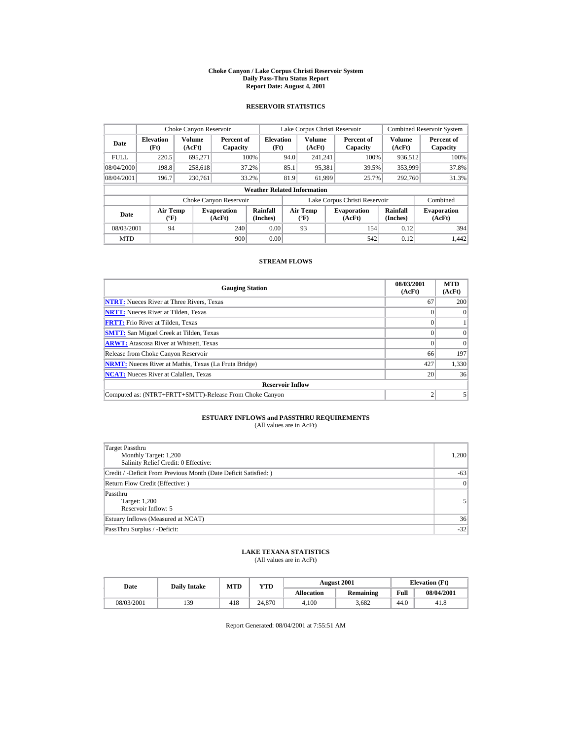# Choke Canyon / Lake Corpus Christi Reservoir System
## Daily Pass-Thru Status Report
### Report Date: August 4, 2001

## RESERVOIR STATISTICS

| Date | Choke Canyon Reservoir | | | Lake Corpus Christi Reservoir | | | Combined Reservoir System | |
|---|---|---|---|---|---|---|---|---|
| | Elevation (Ft) | Volume (AcFt) | Percent of Capacity | Elevation (Ft) | Volume (AcFt) | Percent of Capacity | Volume (AcFt) | Percent of Capacity |
| FULL | 220.5 | 695,271 | 100% | 94.0 | 241,241 | 100% | 936,512 | 100% |
| 08/04/2000 | 198.8 | 258,618 | 37.2% | 85.1 | 95,381 | 39.5% | 353,999 | 37.8% |
| 08/04/2001 | 196.7 | 230,761 | 33.2% | 81.9 | 61,999 | 25.7% | 292,760 | 31.3% |

**Weather Related Information**

| Date | Choke Canyon Reservoir | | | Lake Corpus Christi Reservoir | | | Combined |
|---|---|---|---|---|---|---|---|
| | Air Temp (ºF) | Evaporation (AcFt) | Rainfall (Inches) | Air Temp (ºF) | Evaporation (AcFt) | Rainfall (Inches) | Evaporation (AcFt) |
| 08/03/2001 | 94 | 240 | 0.00 | 93 | 154 | 0.12 | 394 |
| MTD | | 900 | 0.00 | | 542 | 0.12 | 1,442 |

## STREAM FLOWS

| Gauging Station | 08/03/2001 (AcFt) | MTD (AcFt) |
|---|---|---|
| NTRT: Nueces River at Three Rivers, Texas | 67 | 200 |
| NRTT: Nueces River at Tilden, Texas | 0 | 0 |
| FRTT: Frio River at Tilden, Texas | 0 | 1 |
| SMTT: San Miguel Creek at Tilden, Texas | 0 | 0 |
| ARWT: Atascosa River at Whitsett, Texas | 0 | 0 |
| Release from Choke Canyon Reservoir | 66 | 197 |
| NRMT: Nueces River at Mathis, Texas (La Fruta Bridge) | 427 | 1,330 |
| NCAT: Nueces River at Calallen, Texas | 20 | 36 |
| **Reservoir Inflow** | | |
| Computed as: (NTRT+FRTT+SMTT)-Release From Choke Canyon | 2 | 5 |

## ESTUARY INFLOWS and PASSTHRU REQUIREMENTS
(All values are in AcFt)

| | |
|---|---|
| Target Passthru<br>Monthly Target: 1,200<br>Salinity Relief Credit: 0 Effective: | 1,200 |
| Credit / -Deficit From Previous Month (Date Deficit Satisfied: ) | -63 |
| Return Flow Credit (Effective: ) | 0 |
| Passthru<br>Target: 1,200<br>Reservoir Inflow: 5 | 5 |
| Estuary Inflows (Measured at NCAT) | 36 |
| PassThru Surplus / -Deficit: | -32 |

## LAKE TEXANA STATISTICS
(All values are in AcFt)

| Date | Daily Intake | MTD | YTD | August 2001 | | Elevation (Ft) | |
|---|---|---|---|---|---|---|---|
| | | | | Allocation | Remaining | Full | 08/04/2001 |
| 08/03/2001 | 139 | 418 | 24,870 | 4,100 | 3,682 | 44.0 | 41.8 |

Report Generated: 08/04/2001 at 7:55:51 AM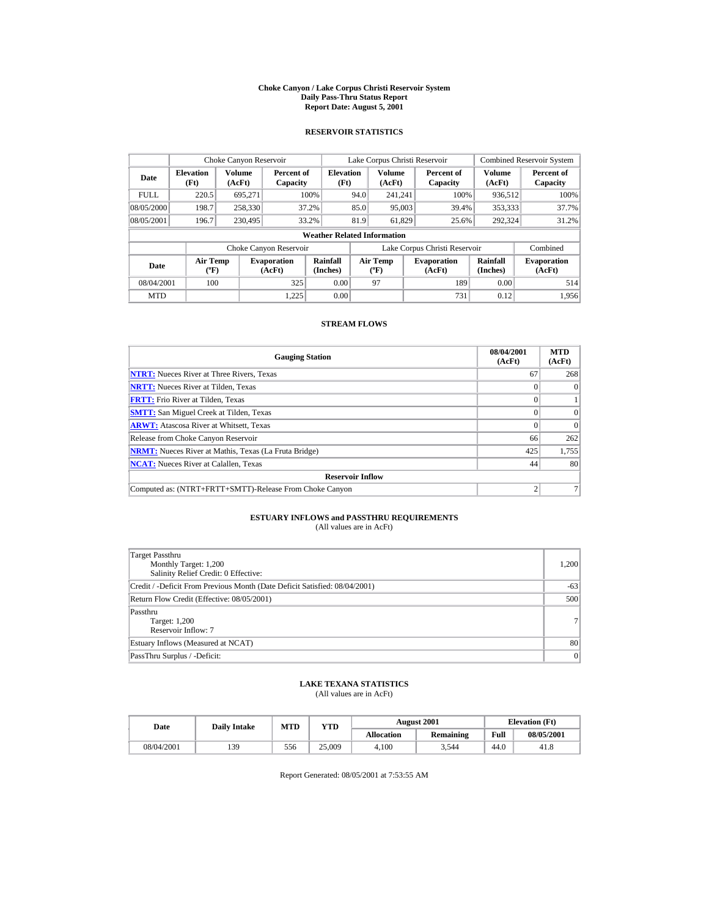# Choke Canyon / Lake Corpus Christi Reservoir System
## Daily Pass-Thru Status Report
## Report Date: August 5, 2001

### RESERVOIR STATISTICS

| Date | Choke Canyon Reservoir | | | Lake Corpus Christi Reservoir | | | Combined Reservoir System | |
|---|---|---|---|---|---|---|---|---|
| | Elevation (Ft) | Volume (AcFt) | Percent of Capacity | Elevation (Ft) | Volume (AcFt) | Percent of Capacity | Volume (AcFt) | Percent of Capacity |
| FULL | 220.5 | 695,271 | 100% | 94.0 | 241,241 | 100% | 936,512 | 100% |
| 08/05/2000 | 198.7 | 258,330 | 37.2% | 85.0 | 95,003 | 39.4% | 353,333 | 37.7% |
| 08/05/2001 | 196.7 | 230,495 | 33.2% | 81.9 | 61,829 | 25.6% | 292,324 | 31.2% |

**Weather Related Information**

| Date | Choke Canyon Reservoir | | | Lake Corpus Christi Reservoir | | | Combined |
|---|---|---|---|---|---|---|---|
| | Air Temp (ºF) | Evaporation (AcFt) | Rainfall (Inches) | Air Temp (ºF) | Evaporation (AcFt) | Rainfall (Inches) | Evaporation (AcFt) |
| 08/04/2001 | 100 | 325 | 0.00 | 97 | 189 | 0.00 | 514 |
| MTD | | 1,225 | 0.00 | | 731 | 0.12 | 1,956 |

### STREAM FLOWS

| Gauging Station | 08/04/2001 (AcFt) | MTD (AcFt) |
|---|---|---|
| NTRT: Nueces River at Three Rivers, Texas | 67 | 268 |
| NRTT: Nueces River at Tilden, Texas | 0 | 0 |
| FRTT: Frio River at Tilden, Texas | 0 | 1 |
| SMTT: San Miguel Creek at Tilden, Texas | 0 | 0 |
| ARWT: Atascosa River at Whitsett, Texas | 0 | 0 |
| Release from Choke Canyon Reservoir | 66 | 262 |
| NRMT: Nueces River at Mathis, Texas (La Fruta Bridge) | 425 | 1,755 |
| NCAT: Nueces River at Calallen, Texas | 44 | 80 |
| **Reservoir Inflow** | | |
| Computed as: (NTRT+FRTT+SMTT)-Release From Choke Canyon | 2 | 7 |

### ESTUARY INFLOWS and PASSTHRU REQUIREMENTS
(All values are in AcFt)

| | |
|---|---|
| Target Passthru<br>Monthly Target: 1,200<br>Salinity Relief Credit: 0 Effective: | 1,200 |
| Credit / -Deficit From Previous Month (Date Deficit Satisfied: 08/04/2001) | -63 |
| Return Flow Credit (Effective: 08/05/2001) | 500 |
| Passthru<br>Target: 1,200<br>Reservoir Inflow: 7 | 7 |
| Estuary Inflows (Measured at NCAT) | 80 |
| PassThru Surplus / -Deficit: | 0 |

### LAKE TEXANA STATISTICS
(All values are in AcFt)

| Date | Daily Intake | MTD | YTD | August 2001 | | Elevation (Ft) | |
|---|---|---|---|---|---|---|---|
| | | | | Allocation | Remaining | Full | 08/05/2001 |
| 08/04/2001 | 139 | 556 | 25,009 | 4,100 | 3,544 | 44.0 | 41.8 |

Report Generated: 08/05/2001 at 7:53:55 AM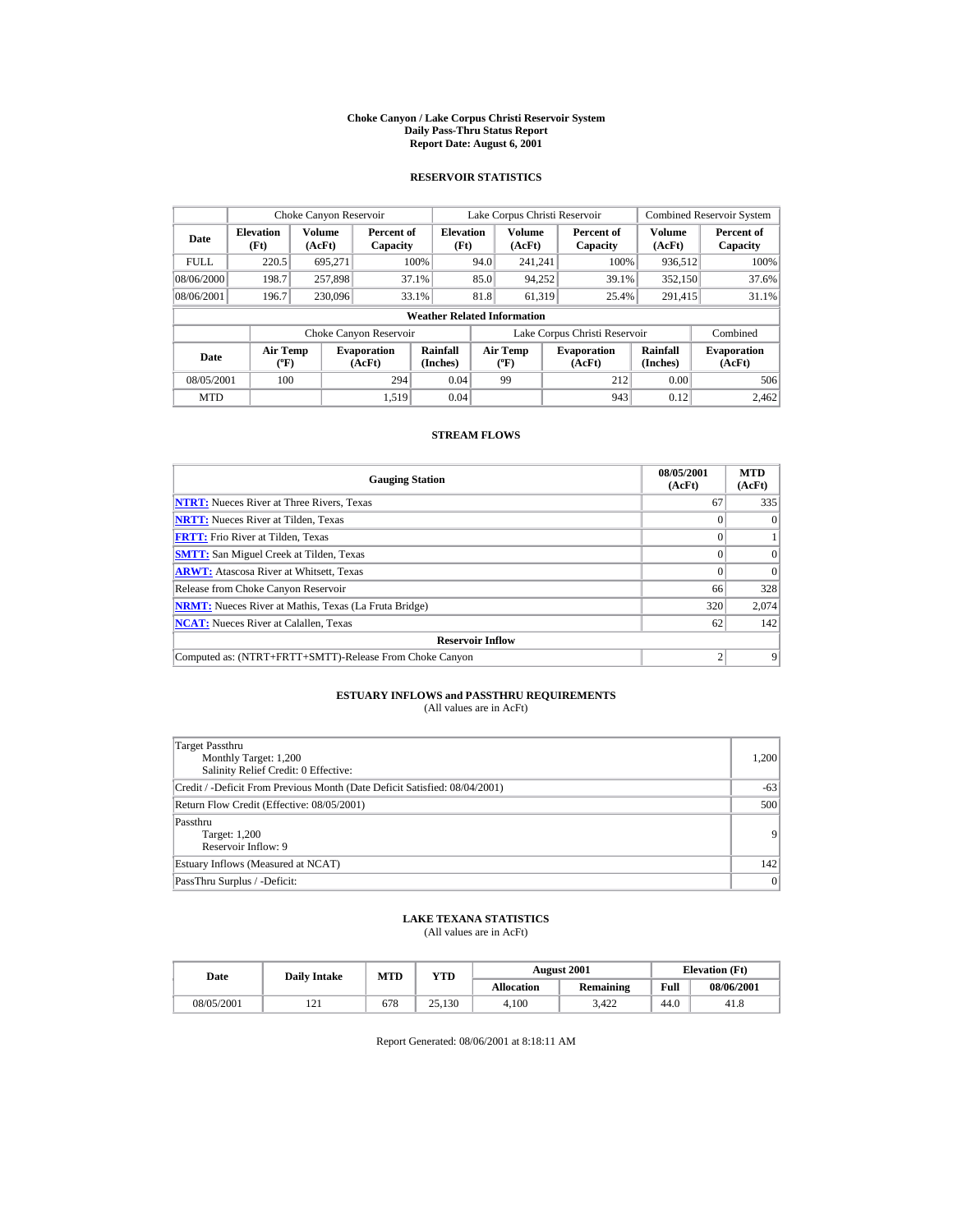# Choke Canyon / Lake Corpus Christi Reservoir System
## Daily Pass-Thru Status Report
### Report Date: August 6, 2001

## RESERVOIR STATISTICS

| Date | Choke Canyon Reservoir | | | Lake Corpus Christi Reservoir | | | Combined Reservoir System | |
|---|---|---|---|---|---|---|---|---|
| | Elevation (Ft) | Volume (AcFt) | Percent of Capacity | Elevation (Ft) | Volume (AcFt) | Percent of Capacity | Volume (AcFt) | Percent of Capacity |
| FULL | 220.5 | 695,271 | 100% | 94.0 | 241,241 | 100% | 936,512 | 100% |
| 08/06/2000 | 198.7 | 257,898 | 37.1% | 85.0 | 94,252 | 39.1% | 352,150 | 37.6% |
| 08/06/2001 | 196.7 | 230,096 | 33.1% | 81.8 | 61,319 | 25.4% | 291,415 | 31.1% |

**Weather Related Information**

| Date | Choke Canyon Reservoir | | | Lake Corpus Christi Reservoir | | | Combined |
|---|---|---|---|---|---|---|---|
| | Air Temp (ºF) | Evaporation (AcFt) | Rainfall (Inches) | Air Temp (ºF) | Evaporation (AcFt) | Rainfall (Inches) | Evaporation (AcFt) |
| 08/05/2001 | 100 | 294 | 0.04 | 99 | 212 | 0.00 | 506 |
| MTD | | 1,519 | 0.04 | | 943 | 0.12 | 2,462 |

## STREAM FLOWS

| Gauging Station | 08/05/2001 (AcFt) | MTD (AcFt) |
|---|---|---|
| NTRT: Nueces River at Three Rivers, Texas | 67 | 335 |
| NRTT: Nueces River at Tilden, Texas | 0 | 0 |
| FRTT: Frio River at Tilden, Texas | 0 | 1 |
| SMTT: San Miguel Creek at Tilden, Texas | 0 | 0 |
| ARWT: Atascosa River at Whitsett, Texas | 0 | 0 |
| Release from Choke Canyon Reservoir | 66 | 328 |
| NRMT: Nueces River at Mathis, Texas (La Fruta Bridge) | 320 | 2,074 |
| NCAT: Nueces River at Calallen, Texas | 62 | 142 |
| **Reservoir Inflow** | | |
| Computed as: (NTRT+FRTT+SMTT)-Release From Choke Canyon | 2 | 9 |

## ESTUARY INFLOWS and PASSTHRU REQUIREMENTS

(All values are in AcFt)

| | |
|---|---|
| Target Passthru<br>Monthly Target: 1,200<br>Salinity Relief Credit: 0 Effective: | 1,200 |
| Credit / -Deficit From Previous Month (Date Deficit Satisfied: 08/04/2001) | -63 |
| Return Flow Credit (Effective: 08/05/2001) | 500 |
| Passthru<br>Target: 1,200<br>Reservoir Inflow: 9 | 9 |
| Estuary Inflows (Measured at NCAT) | 142 |
| PassThru Surplus / -Deficit: | 0 |

## LAKE TEXANA STATISTICS

(All values are in AcFt)

| Date | Daily Intake | MTD | YTD | August 2001 | | Elevation (Ft) | |
|---|---|---|---|---|---|---|---|
| | | | | Allocation | Remaining | Full | 08/06/2001 |
| 08/05/2001 | 121 | 678 | 25,130 | 4,100 | 3,422 | 44.0 | 41.8 |

Report Generated: 08/06/2001 at 8:18:11 AM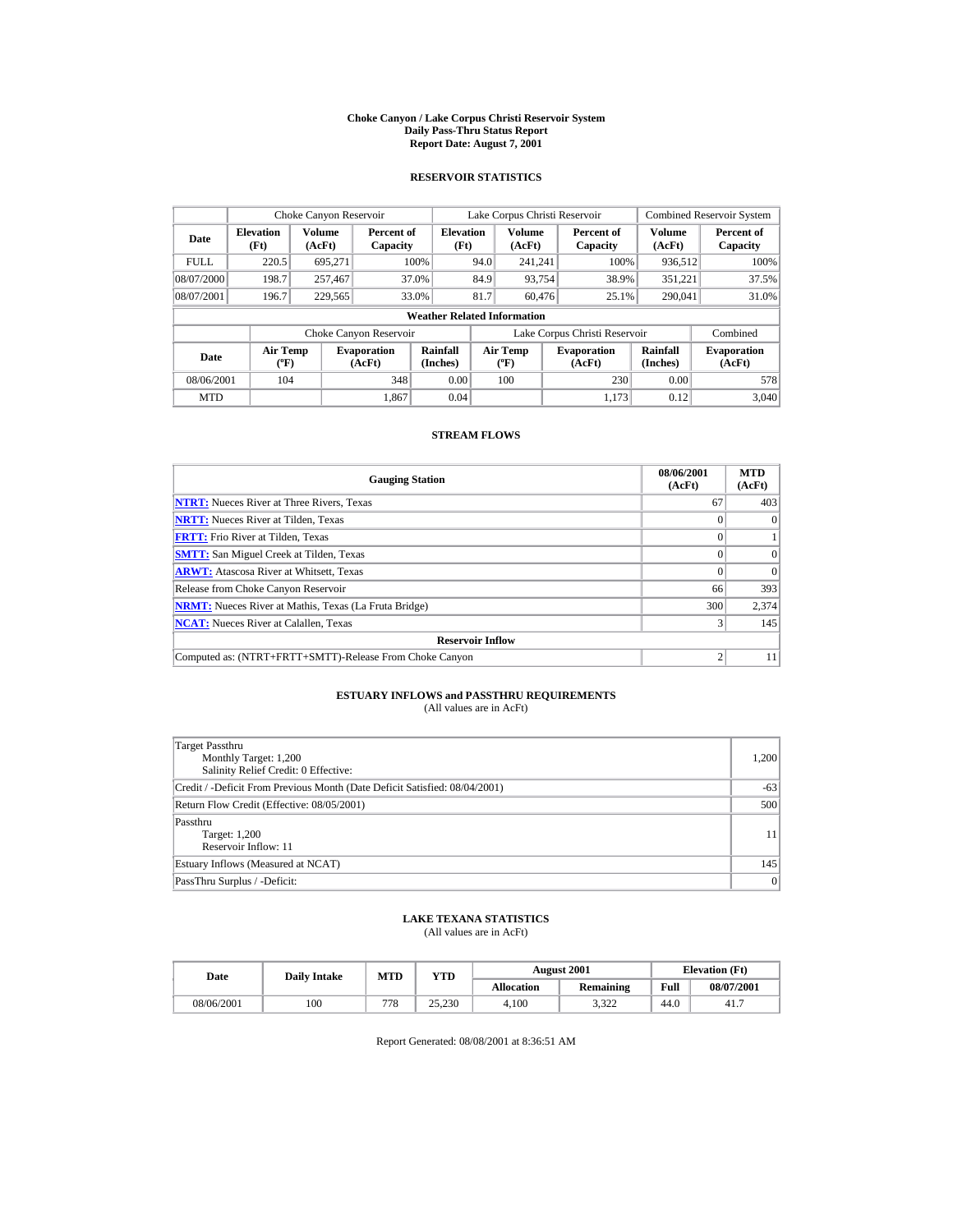# Choke Canyon / Lake Corpus Christi Reservoir System
## Daily Pass-Thru Status Report
### Report Date: August 7, 2001

## RESERVOIR STATISTICS

| | Choke Canyon Reservoir | | | Lake Corpus Christi Reservoir | | | Combined Reservoir System | |
|---|---|---|---|---|---|---|---|---|
| Date | Elevation (Ft) | Volume (AcFt) | Percent of Capacity | Elevation (Ft) | Volume (AcFt) | Percent of Capacity | Volume (AcFt) | Percent of Capacity |
| FULL | 220.5 | 695,271 | 100% | 94.0 | 241,241 | 100% | 936,512 | 100% |
| 08/07/2000 | 198.7 | 257,467 | 37.0% | 84.9 | 93,754 | 38.9% | 351,221 | 37.5% |
| 08/07/2001 | 196.7 | 229,565 | 33.0% | 81.7 | 60,476 | 25.1% | 290,041 | 31.0% |

**Weather Related Information**

| | Choke Canyon Reservoir | | | Lake Corpus Christi Reservoir | | | Combined |
|---|---|---|---|---|---|---|---|
| Date | Air Temp (ºF) | Evaporation (AcFt) | Rainfall (Inches) | Air Temp (ºF) | Evaporation (AcFt) | Rainfall (Inches) | Evaporation (AcFt) |
| 08/06/2001 | 104 | 348 | 0.00 | 100 | 230 | 0.00 | 578 |
| MTD | | 1,867 | 0.04 | | 1,173 | 0.12 | 3,040 |

## STREAM FLOWS

| Gauging Station | 08/06/2001 (AcFt) | MTD (AcFt) |
|---|---|---|
| NTRT: Nueces River at Three Rivers, Texas | 67 | 403 |
| NRTT: Nueces River at Tilden, Texas | 0 | 0 |
| FRTT: Frio River at Tilden, Texas | 0 | 1 |
| SMTT: San Miguel Creek at Tilden, Texas | 0 | 0 |
| ARWT: Atascosa River at Whitsett, Texas | 0 | 0 |
| Release from Choke Canyon Reservoir | 66 | 393 |
| NRMT: Nueces River at Mathis, Texas (La Fruta Bridge) | 300 | 2,374 |
| NCAT: Nueces River at Calallen, Texas | 3 | 145 |
| **Reservoir Inflow** | | |
| Computed as: (NTRT+FRTT+SMTT)-Release From Choke Canyon | 2 | 11 |

## ESTUARY INFLOWS and PASSTHRU REQUIREMENTS
(All values are in AcFt)

| | |
|---|---|
| Target Passthru<br>Monthly Target: 1,200<br>Salinity Relief Credit: 0 Effective: | 1,200 |
| Credit / -Deficit From Previous Month (Date Deficit Satisfied: 08/04/2001) | -63 |
| Return Flow Credit (Effective: 08/05/2001) | 500 |
| Passthru<br>Target: 1,200<br>Reservoir Inflow: 11 | 11 |
| Estuary Inflows (Measured at NCAT) | 145 |
| PassThru Surplus / -Deficit: | 0 |

## LAKE TEXANA STATISTICS
(All values are in AcFt)

| Date | Daily Intake | MTD | YTD | August 2001 | | Elevation (Ft) | |
|---|---|---|---|---|---|---|---|
| | | | | Allocation | Remaining | Full | 08/07/2001 |
| 08/06/2001 | 100 | 778 | 25,230 | 4,100 | 3,322 | 44.0 | 41.7 |

Report Generated: 08/08/2001 at 8:36:51 AM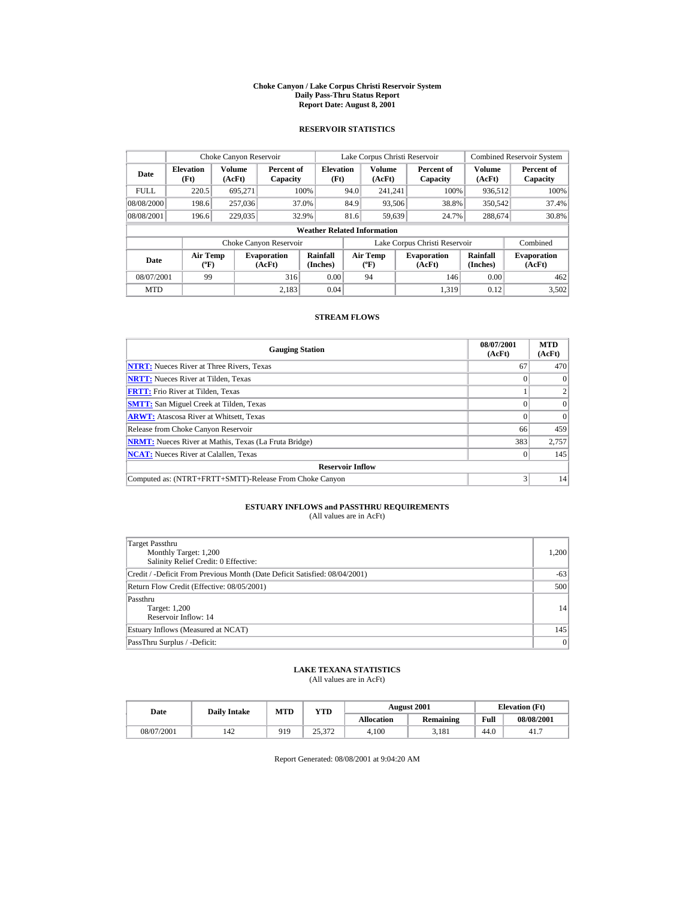# Choke Canyon / Lake Corpus Christi Reservoir System
## Daily Pass-Thru Status Report
### Report Date: August 8, 2001

## RESERVOIR STATISTICS

| | Choke Canyon Reservoir | | | Lake Corpus Christi Reservoir | | | Combined Reservoir System | |
|---|---|---|---|---|---|---|---|---|
| Date | Elevation (Ft) | Volume (AcFt) | Percent of Capacity | Elevation (Ft) | Volume (AcFt) | Percent of Capacity | Volume (AcFt) | Percent of Capacity |
| FULL | 220.5 | 695,271 | 100% | 94.0 | 241,241 | 100% | 936,512 | 100% |
| 08/08/2000 | 198.6 | 257,036 | 37.0% | 84.9 | 93,506 | 38.8% | 350,542 | 37.4% |
| 08/08/2001 | 196.6 | 229,035 | 32.9% | 81.6 | 59,639 | 24.7% | 288,674 | 30.8% |

**Weather Related Information**

| | Choke Canyon Reservoir | | | Lake Corpus Christi Reservoir | | | Combined |
|---|---|---|---|---|---|---|---|
| Date | Air Temp (ºF) | Evaporation (AcFt) | Rainfall (Inches) | Air Temp (ºF) | Evaporation (AcFt) | Rainfall (Inches) | Evaporation (AcFt) |
| 08/07/2001 | 99 | 316 | 0.00 | 94 | 146 | 0.00 | 462 |
| MTD | | 2,183 | 0.04 | | 1,319 | 0.12 | 3,502 |

## STREAM FLOWS

| Gauging Station | 08/07/2001 (AcFt) | MTD (AcFt) |
|---|---|---|
| NTRT: Nueces River at Three Rivers, Texas | 67 | 470 |
| NRTT: Nueces River at Tilden, Texas | 0 | 0 |
| FRTT: Frio River at Tilden, Texas | 1 | 2 |
| SMTT: San Miguel Creek at Tilden, Texas | 0 | 0 |
| ARWT: Atascosa River at Whitsett, Texas | 0 | 0 |
| Release from Choke Canyon Reservoir | 66 | 459 |
| NRMT: Nueces River at Mathis, Texas (La Fruta Bridge) | 383 | 2,757 |
| NCAT: Nueces River at Calallen, Texas | 0 | 145 |
| **Reservoir Inflow** | | |
| Computed as: (NTRT+FRTT+SMTT)-Release From Choke Canyon | 3 | 14 |

## ESTUARY INFLOWS and PASSTHRU REQUIREMENTS
(All values are in AcFt)

| | |
|---|---|
| Target Passthru<br>Monthly Target: 1,200<br>Salinity Relief Credit: 0 Effective: | 1,200 |
| Credit / -Deficit From Previous Month (Date Deficit Satisfied: 08/04/2001) | -63 |
| Return Flow Credit (Effective: 08/05/2001) | 500 |
| Passthru<br>Target: 1,200<br>Reservoir Inflow: 14 | 14 |
| Estuary Inflows (Measured at NCAT) | 145 |
| PassThru Surplus / -Deficit: | 0 |

## LAKE TEXANA STATISTICS
(All values are in AcFt)

| Date | Daily Intake | MTD | YTD | August 2001 | | Elevation (Ft) | |
|---|---|---|---|---|---|---|---|
| | | | | Allocation | Remaining | Full | 08/08/2001 |
| 08/07/2001 | 142 | 919 | 25,372 | 4,100 | 3,181 | 44.0 | 41.7 |

Report Generated: 08/08/2001 at 9:04:20 AM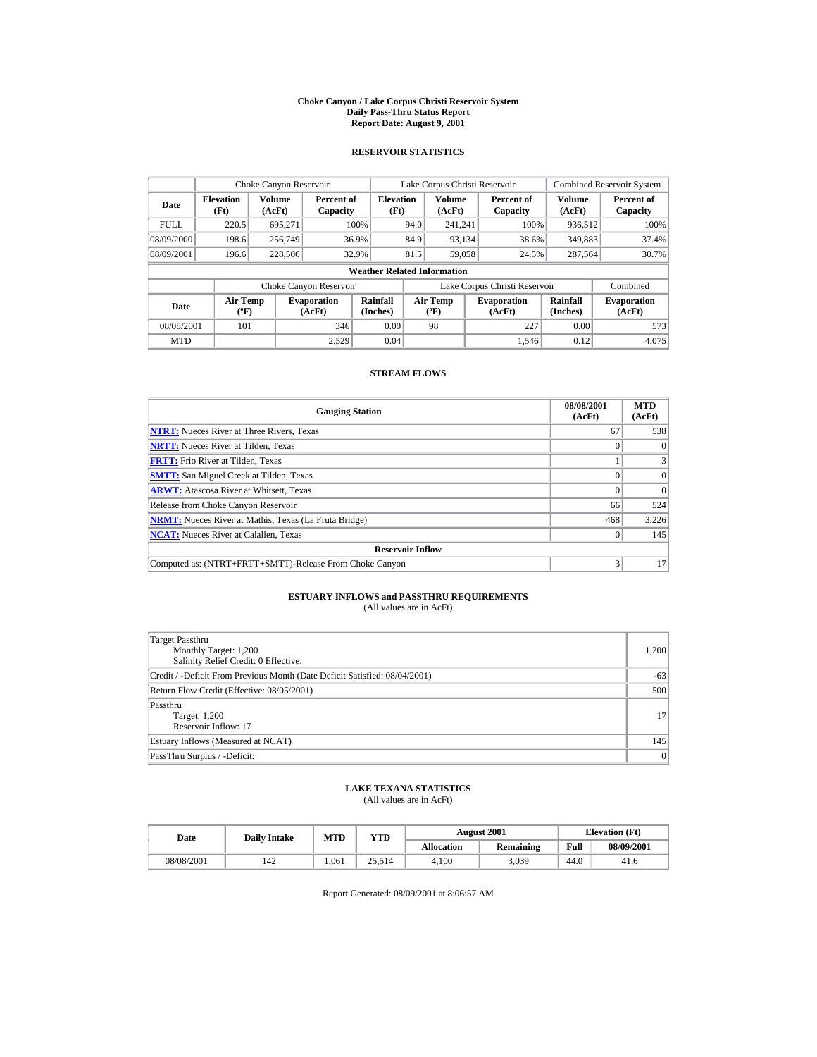**Choke Canyon / Lake Corpus Christi Reservoir System**
**Daily Pass-Thru Status Report**
**Report Date: August 9, 2001**

## RESERVOIR STATISTICS

| Date | Choke Canyon Reservoir | | | Lake Corpus Christi Reservoir | | | Combined Reservoir System | |
|---|---|---|---|---|---|---|---|---|
| | Elevation (Ft) | Volume (AcFt) | Percent of Capacity | Elevation (Ft) | Volume (AcFt) | Percent of Capacity | Volume (AcFt) | Percent of Capacity |
| FULL | 220.5 | 695,271 | 100% | 94.0 | 241,241 | 100% | 936,512 | 100% |
| 08/09/2000 | 198.6 | 256,749 | 36.9% | 84.9 | 93,134 | 38.6% | 349,883 | 37.4% |
| 08/09/2001 | 196.6 | 228,506 | 32.9% | 81.5 | 59,058 | 24.5% | 287,564 | 30.7% |

**Weather Related Information**

| Date | Choke Canyon Reservoir | | | Lake Corpus Christi Reservoir | | | Combined |
|---|---|---|---|---|---|---|---|
| | Air Temp (ºF) | Evaporation (AcFt) | Rainfall (Inches) | Air Temp (ºF) | Evaporation (AcFt) | Rainfall (Inches) | Evaporation (AcFt) |
| 08/08/2001 | 101 | 346 | 0.00 | 98 | 227 | 0.00 | 573 |
| MTD | | 2,529 | 0.04 | | 1,546 | 0.12 | 4,075 |

## STREAM FLOWS

| Gauging Station | 08/08/2001 (AcFt) | MTD (AcFt) |
|---|---|---|
| NTRT: Nueces River at Three Rivers, Texas | 67 | 538 |
| NRTT: Nueces River at Tilden, Texas | 0 | 0 |
| FRTT: Frio River at Tilden, Texas | 1 | 3 |
| SMTT: San Miguel Creek at Tilden, Texas | 0 | 0 |
| ARWT: Atascosa River at Whitsett, Texas | 0 | 0 |
| Release from Choke Canyon Reservoir | 66 | 524 |
| NRMT: Nueces River at Mathis, Texas (La Fruta Bridge) | 468 | 3,226 |
| NCAT: Nueces River at Calallen, Texas | 0 | 145 |
| **Reservoir Inflow** | | |
| Computed as: (NTRT+FRTT+SMTT)-Release From Choke Canyon | 3 | 17 |

## ESTUARY INFLOWS and PASSTHRU REQUIREMENTS
(All values are in AcFt)

| | |
|---|---|
| Target Passthru<br>Monthly Target: 1,200<br>Salinity Relief Credit: 0 Effective: | 1,200 |
| Credit / -Deficit From Previous Month (Date Deficit Satisfied: 08/04/2001) | -63 |
| Return Flow Credit (Effective: 08/05/2001) | 500 |
| Passthru<br>Target: 1,200<br>Reservoir Inflow: 17 | 17 |
| Estuary Inflows (Measured at NCAT) | 145 |
| PassThru Surplus / -Deficit: | 0 |

## LAKE TEXANA STATISTICS
(All values are in AcFt)

| Date | Daily Intake | MTD | YTD | August 2001 | | Elevation (Ft) | |
|---|---|---|---|---|---|---|---|
| | | | | Allocation | Remaining | Full | 08/09/2001 |
| 08/08/2001 | 142 | 1,061 | 25,514 | 4,100 | 3,039 | 44.0 | 41.6 |

Report Generated: 08/09/2001 at 8:06:57 AM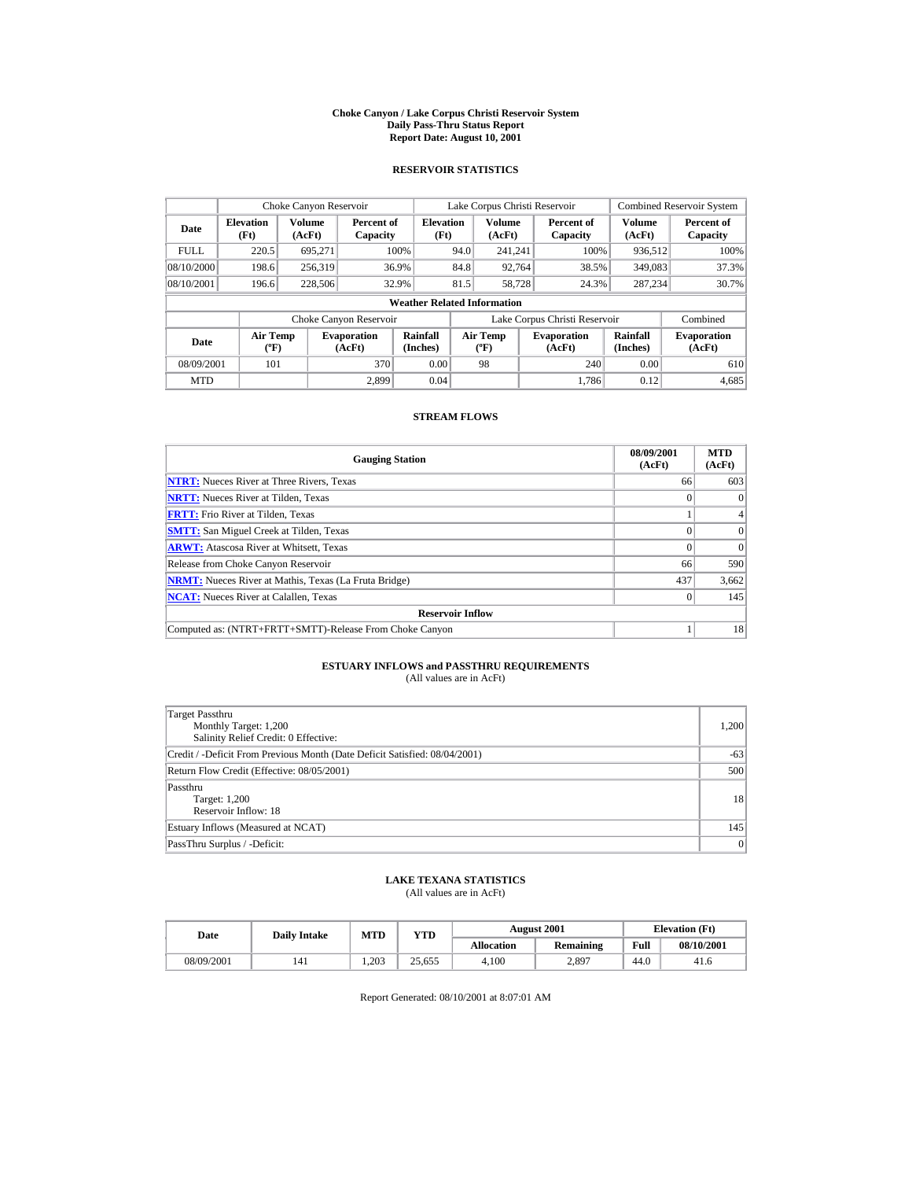# Choke Canyon / Lake Corpus Christi Reservoir System
## Daily Pass-Thru Status Report
### Report Date: August 10, 2001

## RESERVOIR STATISTICS

| | Choke Canyon Reservoir | | | Lake Corpus Christi Reservoir | | | Combined Reservoir System | |
|---|---|---|---|---|---|---|---|---|
| **Date** | **Elevation (Ft)** | **Volume (AcFt)** | **Percent of Capacity** | **Elevation (Ft)** | **Volume (AcFt)** | **Percent of Capacity** | **Volume (AcFt)** | **Percent of Capacity** |
| FULL | 220.5 | 695,271 | 100% | 94.0 | 241,241 | 100% | 936,512 | 100% |
| 08/10/2000 | 198.6 | 256,319 | 36.9% | 84.8 | 92,764 | 38.5% | 349,083 | 37.3% |
| 08/10/2001 | 196.6 | 228,506 | 32.9% | 81.5 | 58,728 | 24.3% | 287,234 | 30.7% |

**Weather Related Information**

| | Choke Canyon Reservoir | | | Lake Corpus Christi Reservoir | | | Combined |
|---|---|---|---|---|---|---|---|
| **Date** | **Air Temp (ºF)** | **Evaporation (AcFt)** | **Rainfall (Inches)** | **Air Temp (ºF)** | **Evaporation (AcFt)** | **Rainfall (Inches)** | **Evaporation (AcFt)** |
| 08/09/2001 | 101 | 370 | 0.00 | 98 | 240 | 0.00 | 610 |
| MTD | | 2,899 | 0.04 | | 1,786 | 0.12 | 4,685 |

## STREAM FLOWS

| Gauging Station | 08/09/2001 (AcFt) | MTD (AcFt) |
|---|---|---|
| **NTRT:** Nueces River at Three Rivers, Texas | 66 | 603 |
| **NRTT:** Nueces River at Tilden, Texas | 0 | 0 |
| **FRTT:** Frio River at Tilden, Texas | 1 | 4 |
| **SMTT:** San Miguel Creek at Tilden, Texas | 0 | 0 |
| **ARWT:** Atascosa River at Whitsett, Texas | 0 | 0 |
| Release from Choke Canyon Reservoir | 66 | 590 |
| **NRMT:** Nueces River at Mathis, Texas (La Fruta Bridge) | 437 | 3,662 |
| **NCAT:** Nueces River at Calallen, Texas | 0 | 145 |
| **Reservoir Inflow** | | |
| Computed as: (NTRT+FRTT+SMTT)-Release From Choke Canyon | 1 | 18 |

## ESTUARY INFLOWS and PASSTHRU REQUIREMENTS
(All values are in AcFt)

| | |
|---|---|
| Target Passthru<br>Monthly Target: 1,200<br>Salinity Relief Credit: 0 Effective: | 1,200 |
| Credit / -Deficit From Previous Month (Date Deficit Satisfied: 08/04/2001) | -63 |
| Return Flow Credit (Effective: 08/05/2001) | 500 |
| Passthru<br>Target: 1,200<br>Reservoir Inflow: 18 | 18 |
| Estuary Inflows (Measured at NCAT) | 145 |
| PassThru Surplus / -Deficit: | 0 |

## LAKE TEXANA STATISTICS
(All values are in AcFt)

| Date | Daily Intake | MTD | YTD | August 2001 | | Elevation (Ft) | |
|---|---|---|---|---|---|---|---|
| | | | | **Allocation** | **Remaining** | **Full** | **08/10/2001** |
| 08/09/2001 | 141 | 1,203 | 25,655 | 4,100 | 2,897 | 44.0 | 41.6 |

Report Generated: 08/10/2001 at 8:07:01 AM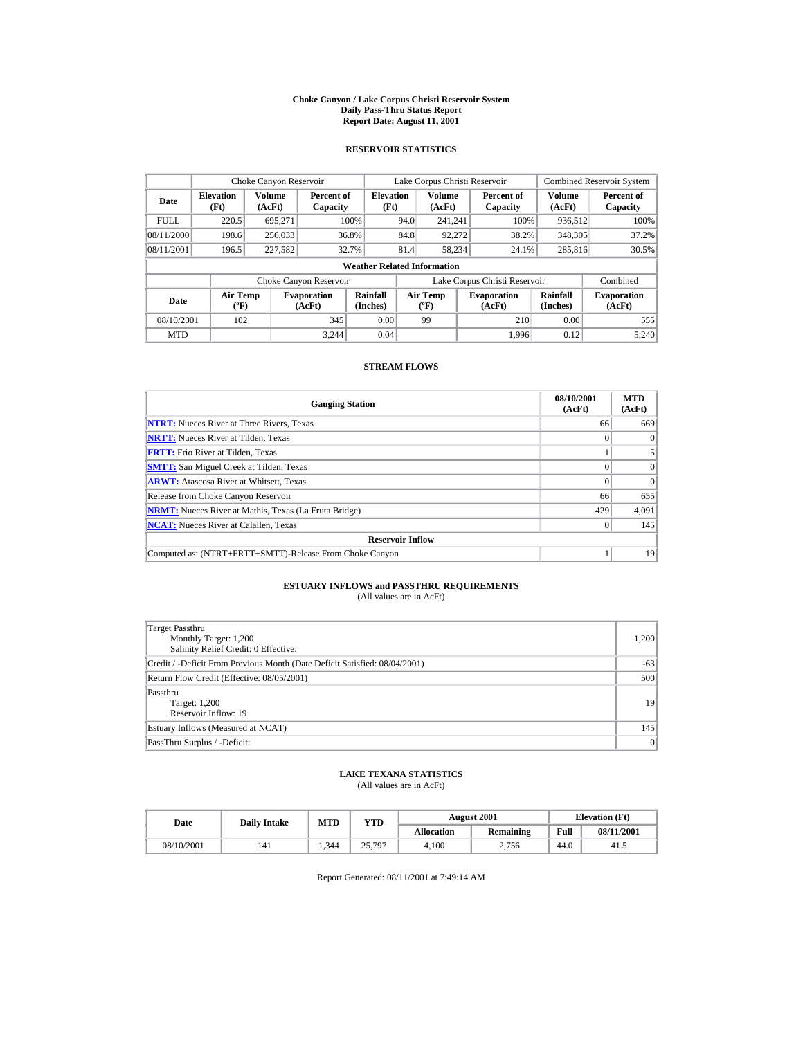# Choke Canyon / Lake Corpus Christi Reservoir System
## Daily Pass-Thru Status Report
### Report Date: August 11, 2001

## RESERVOIR STATISTICS

| Date | Choke Canyon Reservoir | | | Lake Corpus Christi Reservoir | | | Combined Reservoir System | |
|---|---|---|---|---|---|---|---|---|
| | Elevation (Ft) | Volume (AcFt) | Percent of Capacity | Elevation (Ft) | Volume (AcFt) | Percent of Capacity | Volume (AcFt) | Percent of Capacity |
| FULL | 220.5 | 695,271 | 100% | 94.0 | 241,241 | 100% | 936,512 | 100% |
| 08/11/2000 | 198.6 | 256,033 | 36.8% | 84.8 | 92,272 | 38.2% | 348,305 | 37.2% |
| 08/11/2001 | 196.5 | 227,582 | 32.7% | 81.4 | 58,234 | 24.1% | 285,816 | 30.5% |

**Weather Related Information**

| Date | Choke Canyon Reservoir | | | Lake Corpus Christi Reservoir | | | Combined |
|---|---|---|---|---|---|---|---|
| | Air Temp (ºF) | Evaporation (AcFt) | Rainfall (Inches) | Air Temp (ºF) | Evaporation (AcFt) | Rainfall (Inches) | Evaporation (AcFt) |
| 08/10/2001 | 102 | 345 | 0.00 | 99 | 210 | 0.00 | 555 |
| MTD | | 3,244 | 0.04 | | 1,996 | 0.12 | 5,240 |

## STREAM FLOWS

| Gauging Station | 08/10/2001 (AcFt) | MTD (AcFt) |
|---|---|---|
| NTRT: Nueces River at Three Rivers, Texas | 66 | 669 |
| NRTT: Nueces River at Tilden, Texas | 0 | 0 |
| FRTT: Frio River at Tilden, Texas | 1 | 5 |
| SMTT: San Miguel Creek at Tilden, Texas | 0 | 0 |
| ARWT: Atascosa River at Whitsett, Texas | 0 | 0 |
| Release from Choke Canyon Reservoir | 66 | 655 |
| NRMT: Nueces River at Mathis, Texas (La Fruta Bridge) | 429 | 4,091 |
| NCAT: Nueces River at Calallen, Texas | 0 | 145 |
| **Reservoir Inflow** | | |
| Computed as: (NTRT+FRTT+SMTT)-Release From Choke Canyon | 1 | 19 |

## ESTUARY INFLOWS and PASSTHRU REQUIREMENTS
(All values are in AcFt)

| | |
|---|---|
| Target Passthru<br>Monthly Target: 1,200<br>Salinity Relief Credit: 0 Effective: | 1,200 |
| Credit / -Deficit From Previous Month (Date Deficit Satisfied: 08/04/2001) | -63 |
| Return Flow Credit (Effective: 08/05/2001) | 500 |
| Passthru<br>Target: 1,200<br>Reservoir Inflow: 19 | 19 |
| Estuary Inflows (Measured at NCAT) | 145 |
| PassThru Surplus / -Deficit: | 0 |

## LAKE TEXANA STATISTICS
(All values are in AcFt)

| Date | Daily Intake | MTD | YTD | August 2001 | | Elevation (Ft) | |
|---|---|---|---|---|---|---|---|
| | | | | Allocation | Remaining | Full | 08/11/2001 |
| 08/10/2001 | 141 | 1,344 | 25,797 | 4,100 | 2,756 | 44.0 | 41.5 |

Report Generated: 08/11/2001 at 7:49:14 AM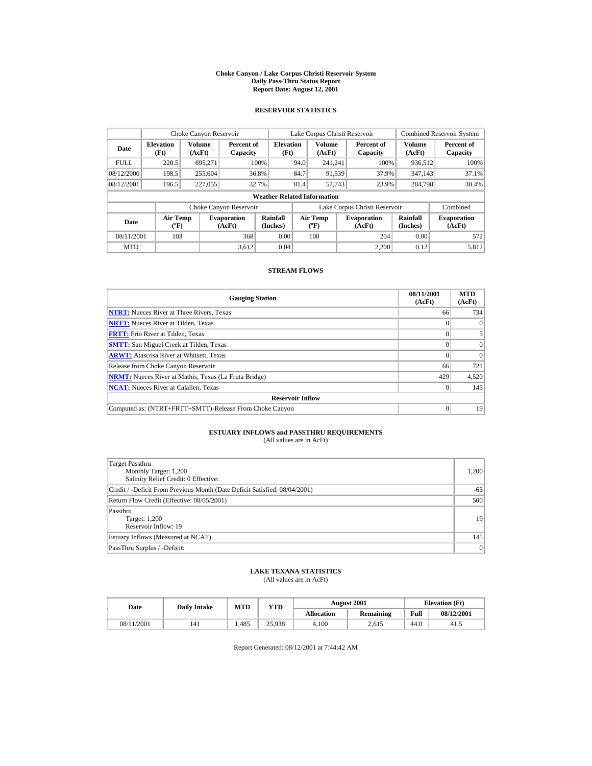# Choke Canyon / Lake Corpus Christi Reservoir System
## Daily Pass-Thru Status Report
### Report Date: August 12, 2001

## RESERVOIR STATISTICS

| Date | Choke Canyon Reservoir | | | Lake Corpus Christi Reservoir | | | Combined Reservoir System | |
|---|---|---|---|---|---|---|---|---|
| | Elevation (Ft) | Volume (AcFt) | Percent of Capacity | Elevation (Ft) | Volume (AcFt) | Percent of Capacity | Volume (AcFt) | Percent of Capacity |
| FULL | 220.5 | 695,271 | 100% | 94.0 | 241,241 | 100% | 936,512 | 100% |
| 08/12/2000 | 198.5 | 255,604 | 36.8% | 84.7 | 91,539 | 37.9% | 347,143 | 37.1% |
| 08/12/2001 | 196.5 | 227,055 | 32.7% | 81.4 | 57,743 | 23.9% | 284,798 | 30.4% |

**Weather Related Information**

| Date | Choke Canyon Reservoir | | | Lake Corpus Christi Reservoir | | | Combined |
|---|---|---|---|---|---|---|---|
| | Air Temp (ºF) | Evaporation (AcFt) | Rainfall (Inches) | Air Temp (ºF) | Evaporation (AcFt) | Rainfall (Inches) | Evaporation (AcFt) |
| 08/11/2001 | 103 | 368 | 0.00 | 100 | 204 | 0.00 | 572 |
| MTD | | 3,612 | 0.04 | | 2,200 | 0.12 | 5,812 |

## STREAM FLOWS

| Gauging Station | 08/11/2001 (AcFt) | MTD (AcFt) |
|---|---|---|
| **NTRT:** Nueces River at Three Rivers, Texas | 66 | 734 |
| **NRTT:** Nueces River at Tilden, Texas | 0 | 0 |
| **FRTT:** Frio River at Tilden, Texas | 0 | 5 |
| **SMTT:** San Miguel Creek at Tilden, Texas | 0 | 0 |
| **ARWT:** Atascosa River at Whitsett, Texas | 0 | 0 |
| Release from Choke Canyon Reservoir | 66 | 721 |
| **NRMT:** Nueces River at Mathis, Texas (La Fruta Bridge) | 429 | 4,520 |
| **NCAT:** Nueces River at Calallen, Texas | 0 | 145 |
| **Reservoir Inflow** | | |
| Computed as: (NTRT+FRTT+SMTT)-Release From Choke Canyon | 0 | 19 |

## ESTUARY INFLOWS and PASSTHRU REQUIREMENTS
(All values are in AcFt)

| Item | Value |
|---|---|
| Target Passthru<br>Monthly Target: 1,200<br>Salinity Relief Credit: 0 Effective: | 1,200 |
| Credit / -Deficit From Previous Month (Date Deficit Satisfied: 08/04/2001) | -63 |
| Return Flow Credit (Effective: 08/05/2001) | 500 |
| Passthru<br>Target: 1,200<br>Reservoir Inflow: 19 | 19 |
| Estuary Inflows (Measured at NCAT) | 145 |
| PassThru Surplus / -Deficit: | 0 |

## LAKE TEXANA STATISTICS
(All values are in AcFt)

| Date | Daily Intake | MTD | YTD | August 2001 | | Elevation (Ft) | |
|---|---|---|---|---|---|---|---|
| | | | | Allocation | Remaining | Full | 08/12/2001 |
| 08/11/2001 | 141 | 1,485 | 25,938 | 4,100 | 2,615 | 44.0 | 41.5 |

Report Generated: 08/12/2001 at 7:44:42 AM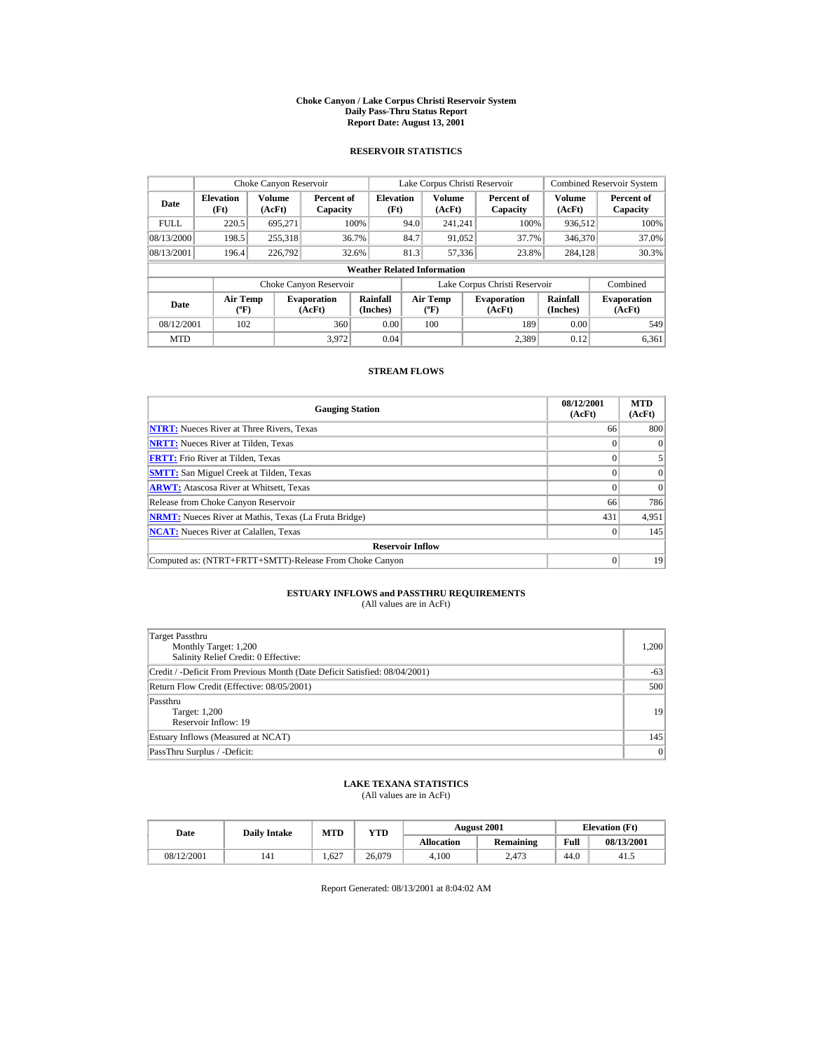# Choke Canyon / Lake Corpus Christi Reservoir System
## Daily Pass-Thru Status Report
### Report Date: August 13, 2001

## RESERVOIR STATISTICS

| | Choke Canyon Reservoir | | | Lake Corpus Christi Reservoir | | | Combined Reservoir System | |
|---|---|---|---|---|---|---|---|---|
| **Date** | **Elevation (Ft)** | **Volume (AcFt)** | **Percent of Capacity** | **Elevation (Ft)** | **Volume (AcFt)** | **Percent of Capacity** | **Volume (AcFt)** | **Percent of Capacity** |
| FULL | 220.5 | 695,271 | 100% | 94.0 | 241,241 | 100% | 936,512 | 100% |
| 08/13/2000 | 198.5 | 255,318 | 36.7% | 84.7 | 91,052 | 37.7% | 346,370 | 37.0% |
| 08/13/2001 | 196.4 | 226,792 | 32.6% | 81.3 | 57,336 | 23.8% | 284,128 | 30.3% |

**Weather Related Information**

| | Choke Canyon Reservoir | | | Lake Corpus Christi Reservoir | | | Combined |
|---|---|---|---|---|---|---|---|
| **Date** | **Air Temp (ºF)** | **Evaporation (AcFt)** | **Rainfall (Inches)** | **Air Temp (ºF)** | **Evaporation (AcFt)** | **Rainfall (Inches)** | **Evaporation (AcFt)** |
| 08/12/2001 | 102 | 360 | 0.00 | 100 | 189 | 0.00 | 549 |
| MTD | | 3,972 | 0.04 | | 2,389 | 0.12 | 6,361 |

## STREAM FLOWS

| Gauging Station | 08/12/2001 (AcFt) | MTD (AcFt) |
|---|---|---|
| **NTRT:** Nueces River at Three Rivers, Texas | 66 | 800 |
| **NRTT:** Nueces River at Tilden, Texas | 0 | 0 |
| **FRTT:** Frio River at Tilden, Texas | 0 | 5 |
| **SMTT:** San Miguel Creek at Tilden, Texas | 0 | 0 |
| **ARWT:** Atascosa River at Whitsett, Texas | 0 | 0 |
| Release from Choke Canyon Reservoir | 66 | 786 |
| **NRMT:** Nueces River at Mathis, Texas (La Fruta Bridge) | 431 | 4,951 |
| **NCAT:** Nueces River at Calallen, Texas | 0 | 145 |
| **Reservoir Inflow** | | |
| Computed as: (NTRT+FRTT+SMTT)-Release From Choke Canyon | 0 | 19 |

## ESTUARY INFLOWS and PASSTHRU REQUIREMENTS
(All values are in AcFt)

| | |
|---|---|
| Target Passthru<br>Monthly Target: 1,200<br>Salinity Relief Credit: 0 Effective: | 1,200 |
| Credit / -Deficit From Previous Month (Date Deficit Satisfied: 08/04/2001) | -63 |
| Return Flow Credit (Effective: 08/05/2001) | 500 |
| Passthru<br>Target: 1,200<br>Reservoir Inflow: 19 | 19 |
| Estuary Inflows (Measured at NCAT) | 145 |
| PassThru Surplus / -Deficit: | 0 |

## LAKE TEXANA STATISTICS
(All values are in AcFt)

| Date | Daily Intake | MTD | YTD | August 2001 | | Elevation (Ft) | |
|---|---|---|---|---|---|---|---|
| | | | | **Allocation** | **Remaining** | **Full** | **08/13/2001** |
| 08/12/2001 | 141 | 1,627 | 26,079 | 4,100 | 2,473 | 44.0 | 41.5 |

Report Generated: 08/13/2001 at 8:04:02 AM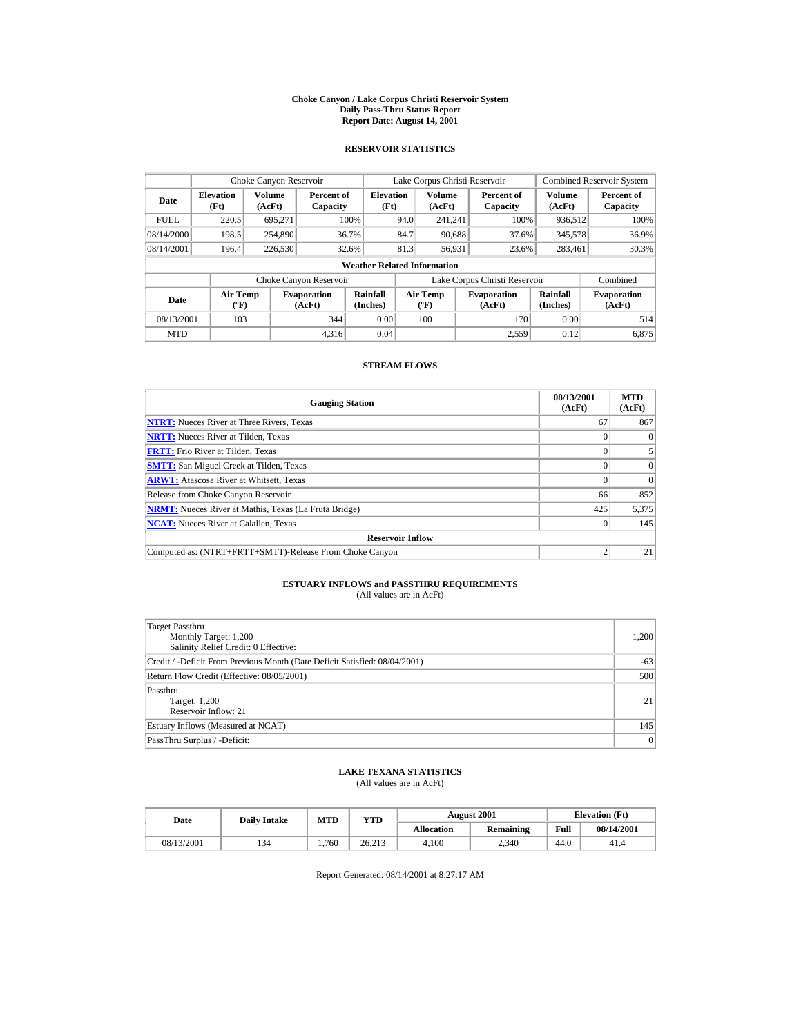# Choke Canyon / Lake Corpus Christi Reservoir System
## Daily Pass-Thru Status Report
### Report Date: August 14, 2001

## RESERVOIR STATISTICS

| Date | Choke Canyon Reservoir | | | Lake Corpus Christi Reservoir | | | Combined Reservoir System | |
|---|---|---|---|---|---|---|---|---|
| | Elevation (Ft) | Volume (AcFt) | Percent of Capacity | Elevation (Ft) | Volume (AcFt) | Percent of Capacity | Volume (AcFt) | Percent of Capacity |
| FULL | 220.5 | 695,271 | 100% | 94.0 | 241,241 | 100% | 936,512 | 100% |
| 08/14/2000 | 198.5 | 254,890 | 36.7% | 84.7 | 90,688 | 37.6% | 345,578 | 36.9% |
| 08/14/2001 | 196.4 | 226,530 | 32.6% | 81.3 | 56,931 | 23.6% | 283,461 | 30.3% |

**Weather Related Information**

| Date | Choke Canyon Reservoir | | | Lake Corpus Christi Reservoir | | | Combined |
|---|---|---|---|---|---|---|---|
| | Air Temp (ºF) | Evaporation (AcFt) | Rainfall (Inches) | Air Temp (ºF) | Evaporation (AcFt) | Rainfall (Inches) | Evaporation (AcFt) |
| 08/13/2001 | 103 | 344 | 0.00 | 100 | 170 | 0.00 | 514 |
| MTD | | 4,316 | 0.04 | | 2,559 | 0.12 | 6,875 |

## STREAM FLOWS

| Gauging Station | 08/13/2001 (AcFt) | MTD (AcFt) |
|---|---|---|
| **NTRT:** Nueces River at Three Rivers, Texas | 67 | 867 |
| **NRTT:** Nueces River at Tilden, Texas | 0 | 0 |
| **FRTT:** Frio River at Tilden, Texas | 0 | 5 |
| **SMTT:** San Miguel Creek at Tilden, Texas | 0 | 0 |
| **ARWT:** Atascosa River at Whitsett, Texas | 0 | 0 |
| Release from Choke Canyon Reservoir | 66 | 852 |
| **NRMT:** Nueces River at Mathis, Texas (La Fruta Bridge) | 425 | 5,375 |
| **NCAT:** Nueces River at Calallen, Texas | 0 | 145 |
| **Reservoir Inflow** | | |
| Computed as: (NTRT+FRTT+SMTT)-Release From Choke Canyon | 2 | 21 |

## ESTUARY INFLOWS and PASSTHRU REQUIREMENTS
(All values are in AcFt)

| | |
|---|---|
| Target Passthru<br>Monthly Target: 1,200<br>Salinity Relief Credit: 0 Effective: | 1,200 |
| Credit / -Deficit From Previous Month (Date Deficit Satisfied: 08/04/2001) | -63 |
| Return Flow Credit (Effective: 08/05/2001) | 500 |
| Passthru<br>Target: 1,200<br>Reservoir Inflow: 21 | 21 |
| Estuary Inflows (Measured at NCAT) | 145 |
| PassThru Surplus / -Deficit: | 0 |

## LAKE TEXANA STATISTICS
(All values are in AcFt)

| Date | Daily Intake | MTD | YTD | August 2001 | | Elevation (Ft) | |
|---|---|---|---|---|---|---|---|
| | | | | Allocation | Remaining | Full | 08/14/2001 |
| 08/13/2001 | 134 | 1,760 | 26,213 | 4,100 | 2,340 | 44.0 | 41.4 |

Report Generated: 08/14/2001 at 8:27:17 AM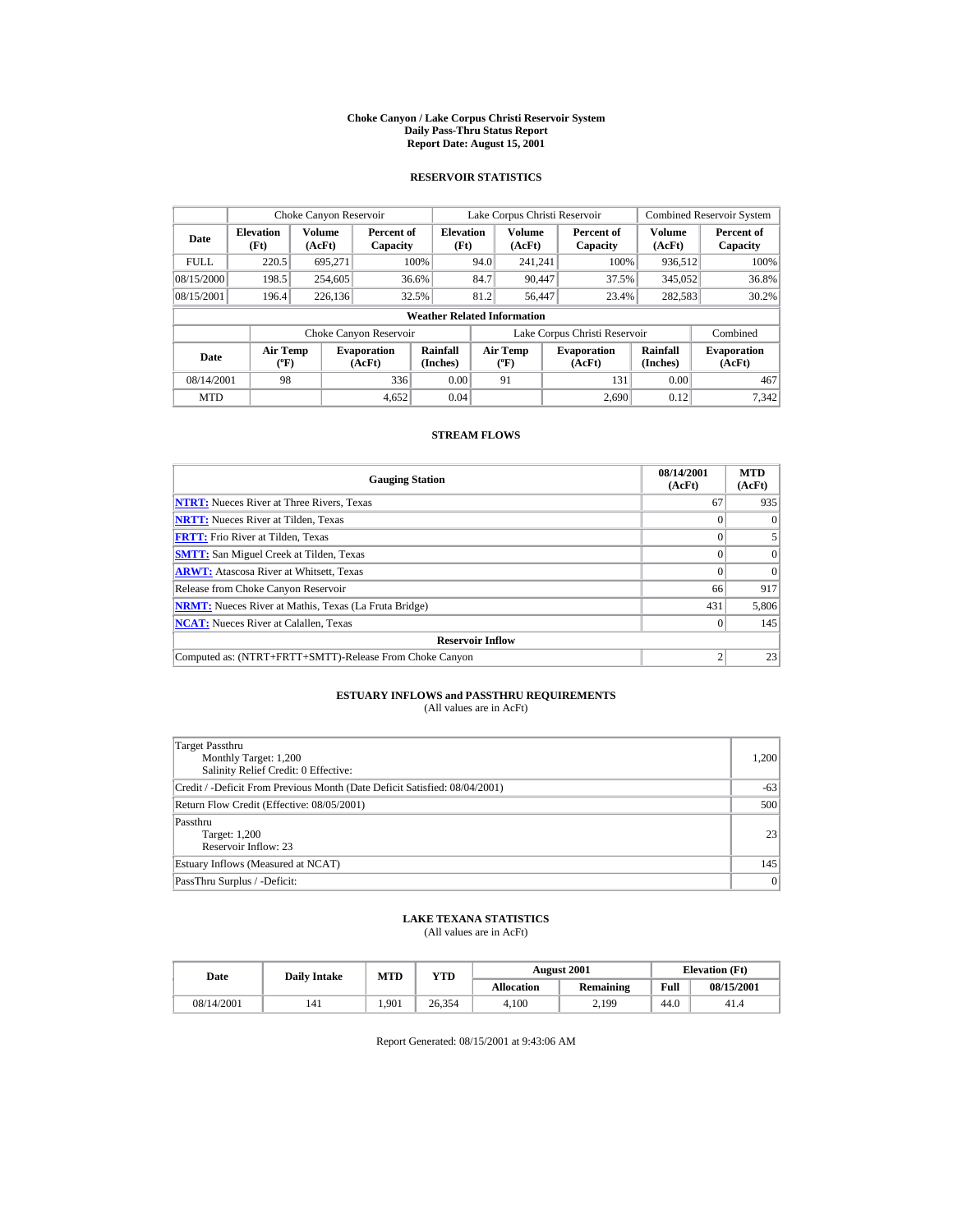# Choke Canyon / Lake Corpus Christi Reservoir System
## Daily Pass-Thru Status Report
## Report Date: August 15, 2001

### RESERVOIR STATISTICS

| | Choke Canyon Reservoir | | | Lake Corpus Christi Reservoir | | | Combined Reservoir System | |
|---|---|---|---|---|---|---|---|---|
| **Date** | **Elevation (Ft)** | **Volume (AcFt)** | **Percent of Capacity** | **Elevation (Ft)** | **Volume (AcFt)** | **Percent of Capacity** | **Volume (AcFt)** | **Percent of Capacity** |
| FULL | 220.5 | 695,271 | 100% | 94.0 | 241,241 | 100% | 936,512 | 100% |
| 08/15/2000 | 198.5 | 254,605 | 36.6% | 84.7 | 90,447 | 37.5% | 345,052 | 36.8% |
| 08/15/2001 | 196.4 | 226,136 | 32.5% | 81.2 | 56,447 | 23.4% | 282,583 | 30.2% |

**Weather Related Information**

| | Choke Canyon Reservoir | | | Lake Corpus Christi Reservoir | | | Combined |
|---|---|---|---|---|---|---|---|
| **Date** | **Air Temp (ºF)** | **Evaporation (AcFt)** | **Rainfall (Inches)** | **Air Temp (ºF)** | **Evaporation (AcFt)** | **Rainfall (Inches)** | **Evaporation (AcFt)** |
| 08/14/2001 | 98 | 336 | 0.00 | 91 | 131 | 0.00 | 467 |
| MTD | | 4,652 | 0.04 | | 2,690 | 0.12 | 7,342 |

### STREAM FLOWS

| Gauging Station | 08/14/2001 (AcFt) | MTD (AcFt) |
|---|---|---|
| **NTRT:** Nueces River at Three Rivers, Texas | 67 | 935 |
| **NRTT:** Nueces River at Tilden, Texas | 0 | 0 |
| **FRTT:** Frio River at Tilden, Texas | 0 | 5 |
| **SMTT:** San Miguel Creek at Tilden, Texas | 0 | 0 |
| **ARWT:** Atascosa River at Whitsett, Texas | 0 | 0 |
| Release from Choke Canyon Reservoir | 66 | 917 |
| **NRMT:** Nueces River at Mathis, Texas (La Fruta Bridge) | 431 | 5,806 |
| **NCAT:** Nueces River at Calallen, Texas | 0 | 145 |
| **Reservoir Inflow** | | |
| Computed as: (NTRT+FRTT+SMTT)-Release From Choke Canyon | 2 | 23 |

### ESTUARY INFLOWS and PASSTHRU REQUIREMENTS
(All values are in AcFt)

| | |
|---|---|
| Target Passthru<br>Monthly Target: 1,200<br>Salinity Relief Credit: 0 Effective: | 1,200 |
| Credit / -Deficit From Previous Month (Date Deficit Satisfied: 08/04/2001) | -63 |
| Return Flow Credit (Effective: 08/05/2001) | 500 |
| Passthru<br>Target: 1,200<br>Reservoir Inflow: 23 | 23 |
| Estuary Inflows (Measured at NCAT) | 145 |
| PassThru Surplus / -Deficit: | 0 |

### LAKE TEXANA STATISTICS
(All values are in AcFt)

| Date | Daily Intake | MTD | YTD | August 2001 | | Elevation (Ft) | |
|---|---|---|---|---|---|---|---|
| | | | | **Allocation** | **Remaining** | **Full** | **08/15/2001** |
| 08/14/2001 | 141 | 1,901 | 26,354 | 4,100 | 2,199 | 44.0 | 41.4 |

Report Generated: 08/15/2001 at 9:43:06 AM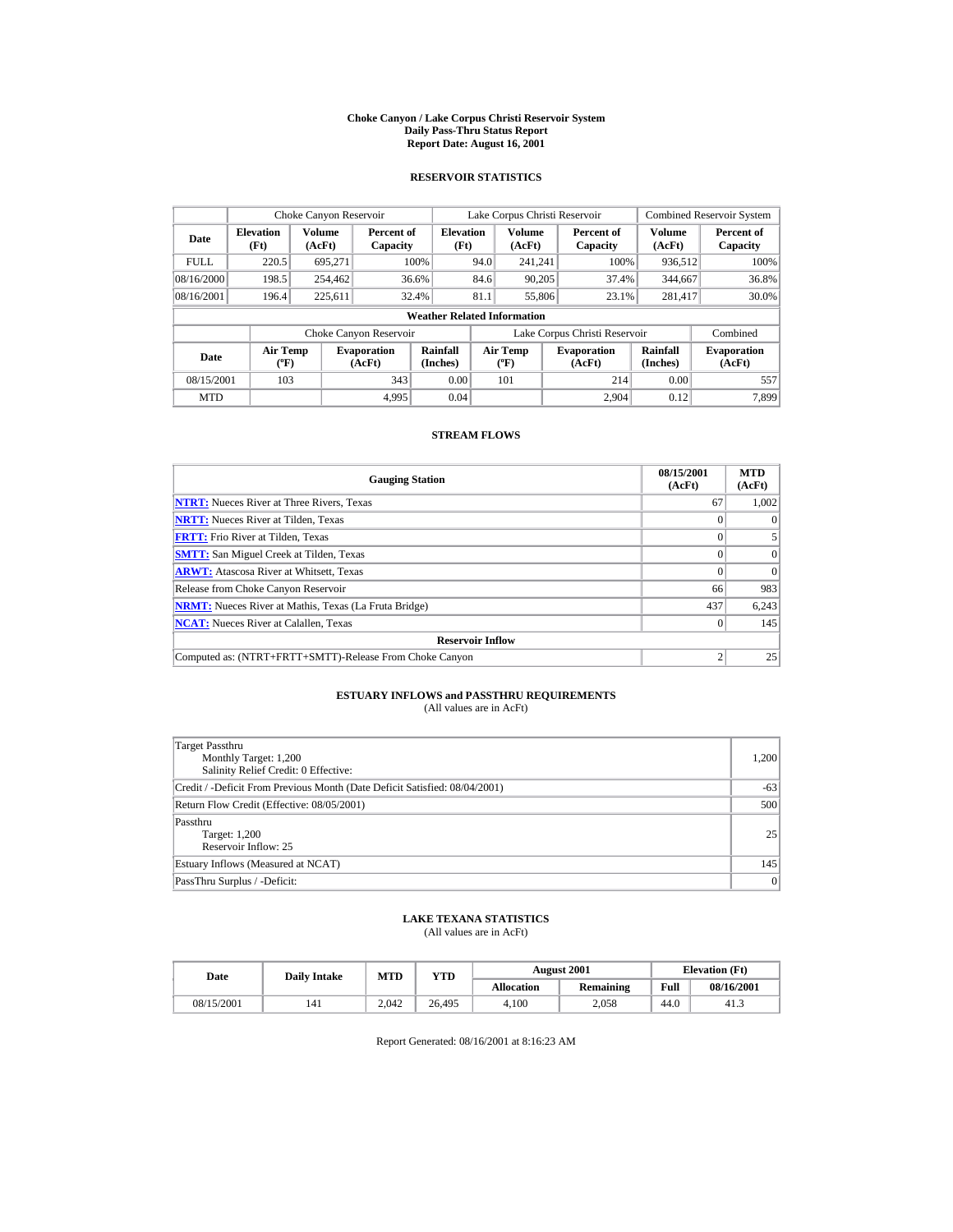# Choke Canyon / Lake Corpus Christi Reservoir System
## Daily Pass-Thru Status Report
### Report Date: August 16, 2001

## RESERVOIR STATISTICS

| Date | Choke Canyon Reservoir | | | Lake Corpus Christi Reservoir | | | Combined Reservoir System | |
|---|---|---|---|---|---|---|---|---|
| | Elevation (Ft) | Volume (AcFt) | Percent of Capacity | Elevation (Ft) | Volume (AcFt) | Percent of Capacity | Volume (AcFt) | Percent of Capacity |
| FULL | 220.5 | 695,271 | 100% | 94.0 | 241,241 | 100% | 936,512 | 100% |
| 08/16/2000 | 198.5 | 254,462 | 36.6% | 84.6 | 90,205 | 37.4% | 344,667 | 36.8% |
| 08/16/2001 | 196.4 | 225,611 | 32.4% | 81.1 | 55,806 | 23.1% | 281,417 | 30.0% |

**Weather Related Information**

| Date | Choke Canyon Reservoir | | | Lake Corpus Christi Reservoir | | | Combined |
|---|---|---|---|---|---|---|---|
| | Air Temp (ºF) | Evaporation (AcFt) | Rainfall (Inches) | Air Temp (ºF) | Evaporation (AcFt) | Rainfall (Inches) | Evaporation (AcFt) |
| 08/15/2001 | 103 | 343 | 0.00 | 101 | 214 | 0.00 | 557 |
| MTD | | 4,995 | 0.04 | | 2,904 | 0.12 | 7,899 |

## STREAM FLOWS

| Gauging Station | 08/15/2001 (AcFt) | MTD (AcFt) |
|---|---|---|
| NTRT: Nueces River at Three Rivers, Texas | 67 | 1,002 |
| NRTT: Nueces River at Tilden, Texas | 0 | 0 |
| FRTT: Frio River at Tilden, Texas | 0 | 5 |
| SMTT: San Miguel Creek at Tilden, Texas | 0 | 0 |
| ARWT: Atascosa River at Whitsett, Texas | 0 | 0 |
| Release from Choke Canyon Reservoir | 66 | 983 |
| NRMT: Nueces River at Mathis, Texas (La Fruta Bridge) | 437 | 6,243 |
| NCAT: Nueces River at Calallen, Texas | 0 | 145 |
| **Reservoir Inflow** | | |
| Computed as: (NTRT+FRTT+SMTT)-Release From Choke Canyon | 2 | 25 |

## ESTUARY INFLOWS and PASSTHRU REQUIREMENTS

(All values are in AcFt)

| Item | Value |
|---|---|
| Target Passthru<br>Monthly Target: 1,200<br>Salinity Relief Credit: 0 Effective: | 1,200 |
| Credit / -Deficit From Previous Month (Date Deficit Satisfied: 08/04/2001) | -63 |
| Return Flow Credit (Effective: 08/05/2001) | 500 |
| Passthru<br>Target: 1,200<br>Reservoir Inflow: 25 | 25 |
| Estuary Inflows (Measured at NCAT) | 145 |
| PassThru Surplus / -Deficit: | 0 |

## LAKE TEXANA STATISTICS

(All values are in AcFt)

| Date | Daily Intake | MTD | YTD | August 2001 | | Elevation (Ft) | |
|---|---|---|---|---|---|---|---|
| | | | | Allocation | Remaining | Full | 08/16/2001 |
| 08/15/2001 | 141 | 2,042 | 26,495 | 4,100 | 2,058 | 44.0 | 41.3 |

Report Generated: 08/16/2001 at 8:16:23 AM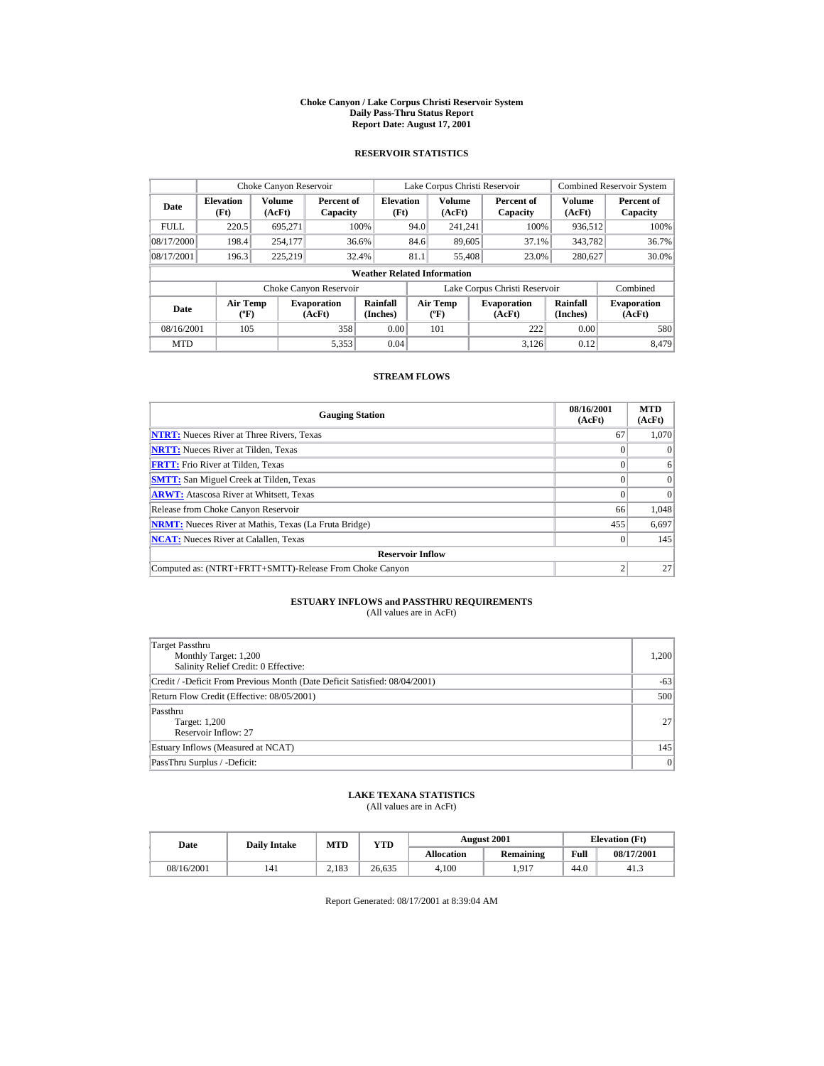# Choke Canyon / Lake Corpus Christi Reservoir System
## Daily Pass-Thru Status Report
### Report Date: August 17, 2001

## RESERVOIR STATISTICS

| Date | Choke Canyon Reservoir | | | Lake Corpus Christi Reservoir | | | Combined Reservoir System | |
|---|---|---|---|---|---|---|---|---|
| | Elevation (Ft) | Volume (AcFt) | Percent of Capacity | Elevation (Ft) | Volume (AcFt) | Percent of Capacity | Volume (AcFt) | Percent of Capacity |
| FULL | 220.5 | 695,271 | 100% | 94.0 | 241,241 | 100% | 936,512 | 100% |
| 08/17/2000 | 198.4 | 254,177 | 36.6% | 84.6 | 89,605 | 37.1% | 343,782 | 36.7% |
| 08/17/2001 | 196.3 | 225,219 | 32.4% | 81.1 | 55,408 | 23.0% | 280,627 | 30.0% |

**Weather Related Information**

| Date | Choke Canyon Reservoir | | | Lake Corpus Christi Reservoir | | | Combined |
|---|---|---|---|---|---|---|---|
| | Air Temp (ºF) | Evaporation (AcFt) | Rainfall (Inches) | Air Temp (ºF) | Evaporation (AcFt) | Rainfall (Inches) | Evaporation (AcFt) |
| 08/16/2001 | 105 | 358 | 0.00 | 101 | 222 | 0.00 | 580 |
| MTD | | 5,353 | 0.04 | | 3,126 | 0.12 | 8,479 |

## STREAM FLOWS

| Gauging Station | 08/16/2001 (AcFt) | MTD (AcFt) |
|---|---|---|
| **NTRT:** Nueces River at Three Rivers, Texas | 67 | 1,070 |
| **NRTT:** Nueces River at Tilden, Texas | 0 | 0 |
| **FRTT:** Frio River at Tilden, Texas | 0 | 6 |
| **SMTT:** San Miguel Creek at Tilden, Texas | 0 | 0 |
| **ARWT:** Atascosa River at Whitsett, Texas | 0 | 0 |
| Release from Choke Canyon Reservoir | 66 | 1,048 |
| **NRMT:** Nueces River at Mathis, Texas (La Fruta Bridge) | 455 | 6,697 |
| **NCAT:** Nueces River at Calallen, Texas | 0 | 145 |
| **Reservoir Inflow** | | |
| Computed as: (NTRT+FRTT+SMTT)-Release From Choke Canyon | 2 | 27 |

## ESTUARY INFLOWS and PASSTHRU REQUIREMENTS
(All values are in AcFt)

| | |
|---|---|
| Target Passthru<br>Monthly Target: 1,200<br>Salinity Relief Credit: 0 Effective: | 1,200 |
| Credit / -Deficit From Previous Month (Date Deficit Satisfied: 08/04/2001) | -63 |
| Return Flow Credit (Effective: 08/05/2001) | 500 |
| Passthru<br>Target: 1,200<br>Reservoir Inflow: 27 | 27 |
| Estuary Inflows (Measured at NCAT) | 145 |
| PassThru Surplus / -Deficit: | 0 |

## LAKE TEXANA STATISTICS
(All values are in AcFt)

| Date | Daily Intake | MTD | YTD | August 2001 | | Elevation (Ft) | |
|---|---|---|---|---|---|---|---|
| | | | | Allocation | Remaining | Full | 08/17/2001 |
| 08/16/2001 | 141 | 2,183 | 26,635 | 4,100 | 1,917 | 44.0 | 41.3 |

Report Generated: 08/17/2001 at 8:39:04 AM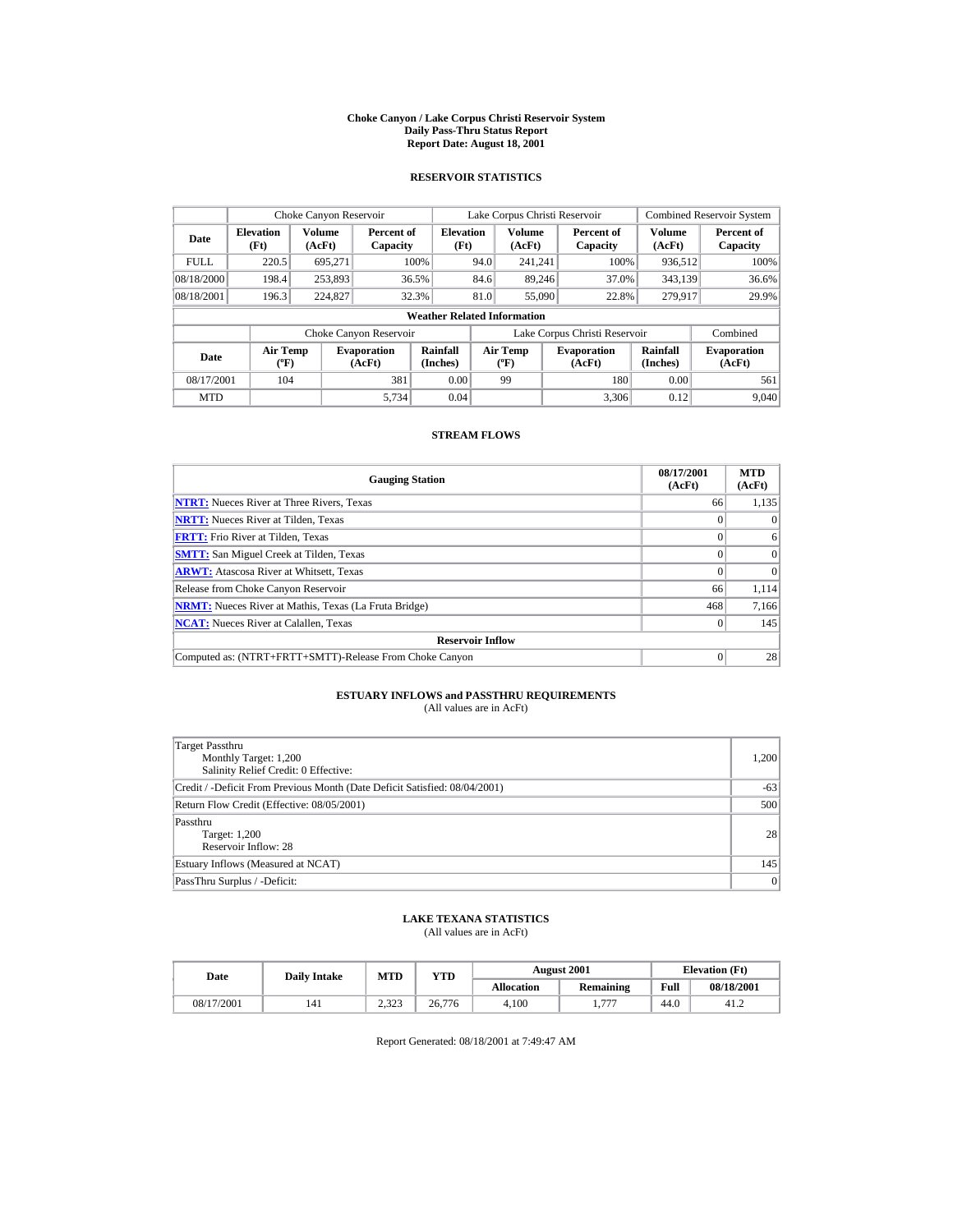# Choke Canyon / Lake Corpus Christi Reservoir System
## Daily Pass-Thru Status Report
### Report Date: August 18, 2001

## RESERVOIR STATISTICS

| Date | Choke Canyon Reservoir | | | Lake Corpus Christi Reservoir | | | Combined Reservoir System | |
|---|---|---|---|---|---|---|---|---|
| | Elevation (Ft) | Volume (AcFt) | Percent of Capacity | Elevation (Ft) | Volume (AcFt) | Percent of Capacity | Volume (AcFt) | Percent of Capacity |
| FULL | 220.5 | 695,271 | 100% | 94.0 | 241,241 | 100% | 936,512 | 100% |
| 08/18/2000 | 198.4 | 253,893 | 36.5% | 84.6 | 89,246 | 37.0% | 343,139 | 36.6% |
| 08/18/2001 | 196.3 | 224,827 | 32.3% | 81.0 | 55,090 | 22.8% | 279,917 | 29.9% |

**Weather Related Information**

| Date | Choke Canyon Reservoir | | | Lake Corpus Christi Reservoir | | | Combined |
|---|---|---|---|---|---|---|---|
| | Air Temp (ºF) | Evaporation (AcFt) | Rainfall (Inches) | Air Temp (ºF) | Evaporation (AcFt) | Rainfall (Inches) | Evaporation (AcFt) |
| 08/17/2001 | 104 | 381 | 0.00 | 99 | 180 | 0.00 | 561 |
| MTD | | 5,734 | 0.04 | | 3,306 | 0.12 | 9,040 |

## STREAM FLOWS

| Gauging Station | 08/17/2001 (AcFt) | MTD (AcFt) |
|---|---|---|
| NTRT: Nueces River at Three Rivers, Texas | 66 | 1,135 |
| NRTT: Nueces River at Tilden, Texas | 0 | 0 |
| FRTT: Frio River at Tilden, Texas | 0 | 6 |
| SMTT: San Miguel Creek at Tilden, Texas | 0 | 0 |
| ARWT: Atascosa River at Whitsett, Texas | 0 | 0 |
| Release from Choke Canyon Reservoir | 66 | 1,114 |
| NRMT: Nueces River at Mathis, Texas (La Fruta Bridge) | 468 | 7,166 |
| NCAT: Nueces River at Calallen, Texas | 0 | 145 |
| **Reservoir Inflow** | | |
| Computed as: (NTRT+FRTT+SMTT)-Release From Choke Canyon | 0 | 28 |

## ESTUARY INFLOWS and PASSTHRU REQUIREMENTS
(All values are in AcFt)

| | |
|---|---|
| Target Passthru<br>Monthly Target: 1,200<br>Salinity Relief Credit: 0 Effective: | 1,200 |
| Credit / -Deficit From Previous Month (Date Deficit Satisfied: 08/04/2001) | -63 |
| Return Flow Credit (Effective: 08/05/2001) | 500 |
| Passthru<br>Target: 1,200<br>Reservoir Inflow: 28 | 28 |
| Estuary Inflows (Measured at NCAT) | 145 |
| PassThru Surplus / -Deficit: | 0 |

## LAKE TEXANA STATISTICS
(All values are in AcFt)

| Date | Daily Intake | MTD | YTD | August 2001 | | Elevation (Ft) | |
|---|---|---|---|---|---|---|---|
| | | | | Allocation | Remaining | Full | 08/18/2001 |
| 08/17/2001 | 141 | 2,323 | 26,776 | 4,100 | 1,777 | 44.0 | 41.2 |

Report Generated: 08/18/2001 at 7:49:47 AM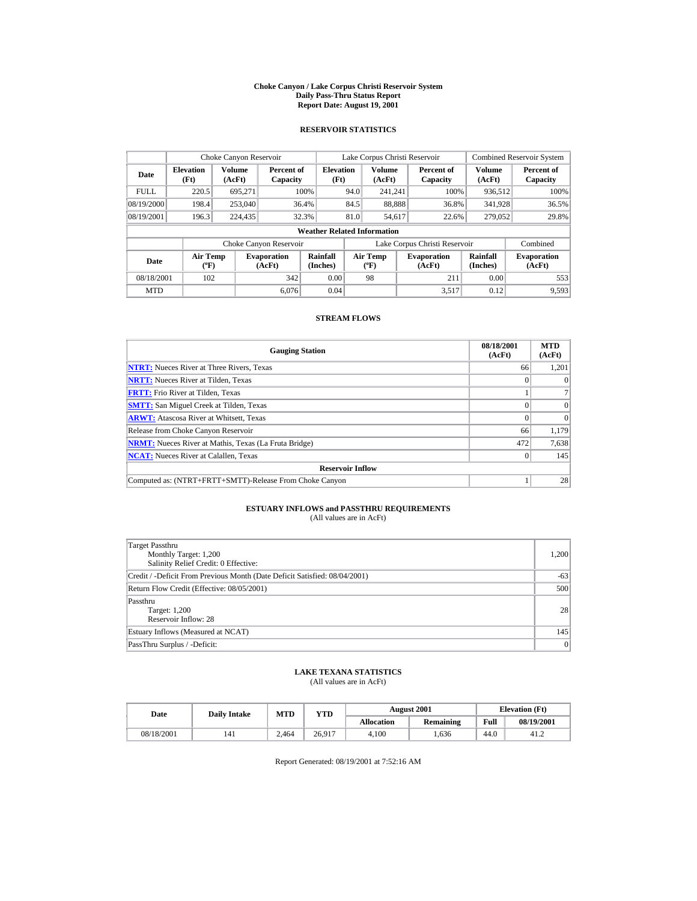# Choke Canyon / Lake Corpus Christi Reservoir System
## Daily Pass-Thru Status Report
### Report Date: August 19, 2001

## RESERVOIR STATISTICS

| Date | Choke Canyon Reservoir | | | Lake Corpus Christi Reservoir | | | Combined Reservoir System | |
|---|---|---|---|---|---|---|---|---|
| | Elevation (Ft) | Volume (AcFt) | Percent of Capacity | Elevation (Ft) | Volume (AcFt) | Percent of Capacity | Volume (AcFt) | Percent of Capacity |
| FULL | 220.5 | 695,271 | 100% | 94.0 | 241,241 | 100% | 936,512 | 100% |
| 08/19/2000 | 198.4 | 253,040 | 36.4% | 84.5 | 88,888 | 36.8% | 341,928 | 36.5% |
| 08/19/2001 | 196.3 | 224,435 | 32.3% | 81.0 | 54,617 | 22.6% | 279,052 | 29.8% |

**Weather Related Information**

| Date | Choke Canyon Reservoir | | | Lake Corpus Christi Reservoir | | | Combined |
|---|---|---|---|---|---|---|---|
| | Air Temp (ºF) | Evaporation (AcFt) | Rainfall (Inches) | Air Temp (ºF) | Evaporation (AcFt) | Rainfall (Inches) | Evaporation (AcFt) |
| 08/18/2001 | 102 | 342 | 0.00 | 98 | 211 | 0.00 | 553 |
| MTD | | 6,076 | 0.04 | | 3,517 | 0.12 | 9,593 |

## STREAM FLOWS

| Gauging Station | 08/18/2001 (AcFt) | MTD (AcFt) |
|---|---|---|
| **NTRT:** Nueces River at Three Rivers, Texas | 66 | 1,201 |
| **NRTT:** Nueces River at Tilden, Texas | 0 | 0 |
| **FRTT:** Frio River at Tilden, Texas | 1 | 7 |
| **SMTT:** San Miguel Creek at Tilden, Texas | 0 | 0 |
| **ARWT:** Atascosa River at Whitsett, Texas | 0 | 0 |
| Release from Choke Canyon Reservoir | 66 | 1,179 |
| **NRMT:** Nueces River at Mathis, Texas (La Fruta Bridge) | 472 | 7,638 |
| **NCAT:** Nueces River at Calallen, Texas | 0 | 145 |
| **Reservoir Inflow** | | |
| Computed as: (NTRT+FRTT+SMTT)-Release From Choke Canyon | 1 | 28 |

## ESTUARY INFLOWS and PASSTHRU REQUIREMENTS
(All values are in AcFt)

| | |
|---|---|
| Target Passthru<br>Monthly Target: 1,200<br>Salinity Relief Credit: 0 Effective: | 1,200 |
| Credit / -Deficit From Previous Month (Date Deficit Satisfied: 08/04/2001) | -63 |
| Return Flow Credit (Effective: 08/05/2001) | 500 |
| Passthru<br>Target: 1,200<br>Reservoir Inflow: 28 | 28 |
| Estuary Inflows (Measured at NCAT) | 145 |
| PassThru Surplus / -Deficit: | 0 |

## LAKE TEXANA STATISTICS
(All values are in AcFt)

| Date | Daily Intake | MTD | YTD | August 2001 | | Elevation (Ft) | |
|---|---|---|---|---|---|---|---|
| | | | | Allocation | Remaining | Full | 08/19/2001 |
| 08/18/2001 | 141 | 2,464 | 26,917 | 4,100 | 1,636 | 44.0 | 41.2 |

Report Generated: 08/19/2001 at 7:52:16 AM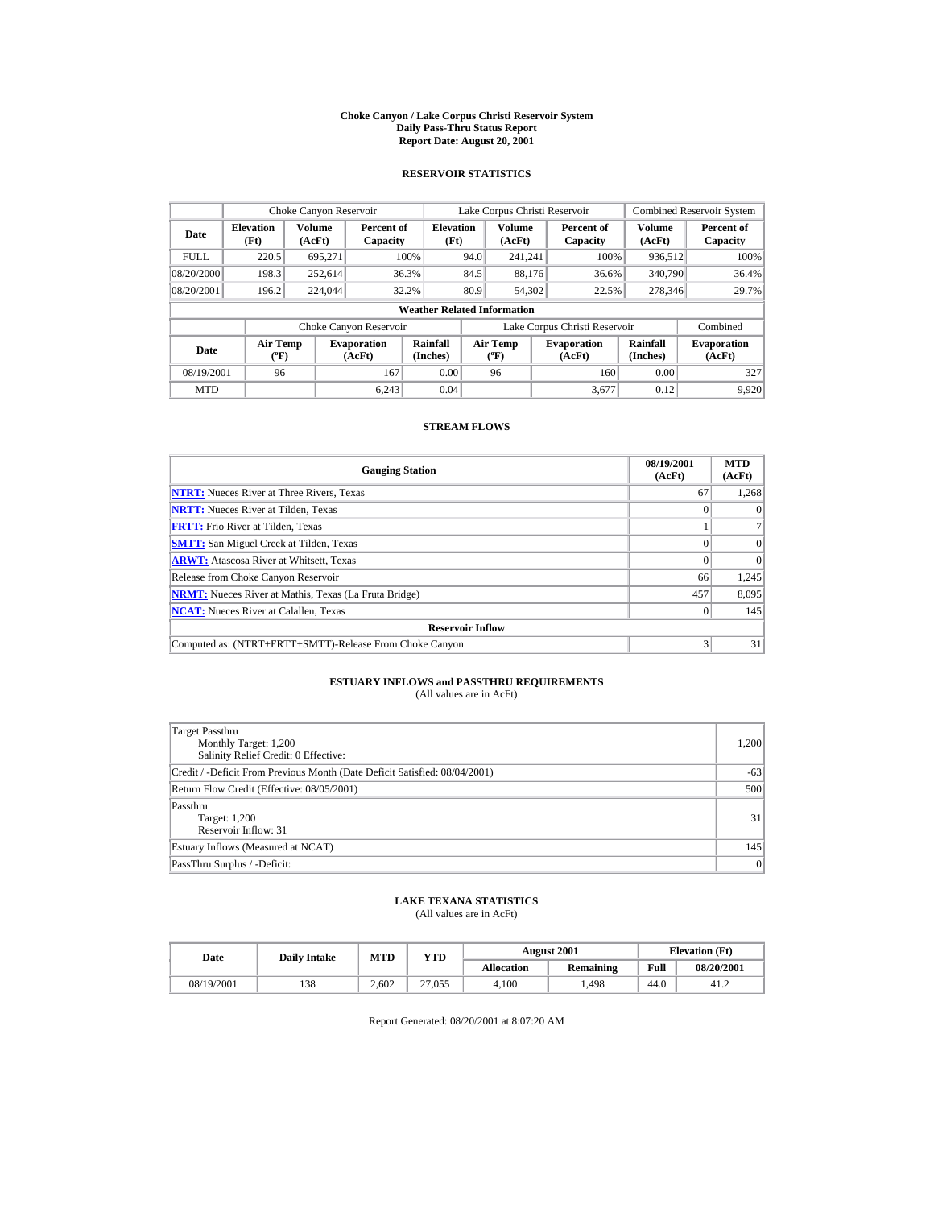# Choke Canyon / Lake Corpus Christi Reservoir System
## Daily Pass-Thru Status Report
### Report Date: August 20, 2001

## RESERVOIR STATISTICS

| | Choke Canyon Reservoir | | | Lake Corpus Christi Reservoir | | | Combined Reservoir System | |
|---|---|---|---|---|---|---|---|---|
| **Date** | **Elevation (Ft)** | **Volume (AcFt)** | **Percent of Capacity** | **Elevation (Ft)** | **Volume (AcFt)** | **Percent of Capacity** | **Volume (AcFt)** | **Percent of Capacity** |
| FULL | 220.5 | 695,271 | 100% | 94.0 | 241,241 | 100% | 936,512 | 100% |
| 08/20/2000 | 198.3 | 252,614 | 36.3% | 84.5 | 88,176 | 36.6% | 340,790 | 36.4% |
| 08/20/2001 | 196.2 | 224,044 | 32.2% | 80.9 | 54,302 | 22.5% | 278,346 | 29.7% |

**Weather Related Information**

| | Choke Canyon Reservoir | | | Lake Corpus Christi Reservoir | | | Combined |
|---|---|---|---|---|---|---|---|
| **Date** | **Air Temp (ºF)** | **Evaporation (AcFt)** | **Rainfall (Inches)** | **Air Temp (ºF)** | **Evaporation (AcFt)** | **Rainfall (Inches)** | **Evaporation (AcFt)** |
| 08/19/2001 | 96 | 167 | 0.00 | 96 | 160 | 0.00 | 327 |
| MTD | | 6,243 | 0.04 | | 3,677 | 0.12 | 9,920 |

## STREAM FLOWS

| Gauging Station | 08/19/2001 (AcFt) | MTD (AcFt) |
|---|---|---|
| **NTRT:** Nueces River at Three Rivers, Texas | 67 | 1,268 |
| **NRTT:** Nueces River at Tilden, Texas | 0 | 0 |
| **FRTT:** Frio River at Tilden, Texas | 1 | 7 |
| **SMTT:** San Miguel Creek at Tilden, Texas | 0 | 0 |
| **ARWT:** Atascosa River at Whitsett, Texas | 0 | 0 |
| Release from Choke Canyon Reservoir | 66 | 1,245 |
| **NRMT:** Nueces River at Mathis, Texas (La Fruta Bridge) | 457 | 8,095 |
| **NCAT:** Nueces River at Calallen, Texas | 0 | 145 |
| **Reservoir Inflow** | | |
| Computed as: (NTRT+FRTT+SMTT)-Release From Choke Canyon | 3 | 31 |

## ESTUARY INFLOWS and PASSTHRU REQUIREMENTS
(All values are in AcFt)

| | |
|---|---|
| Target Passthru<br>Monthly Target: 1,200<br>Salinity Relief Credit: 0 Effective: | 1,200 |
| Credit / -Deficit From Previous Month (Date Deficit Satisfied: 08/04/2001) | -63 |
| Return Flow Credit (Effective: 08/05/2001) | 500 |
| Passthru<br>Target: 1,200<br>Reservoir Inflow: 31 | 31 |
| Estuary Inflows (Measured at NCAT) | 145 |
| PassThru Surplus / -Deficit: | 0 |

## LAKE TEXANA STATISTICS
(All values are in AcFt)

| Date | Daily Intake | MTD | YTD | August 2001 | | Elevation (Ft) | |
|---|---|---|---|---|---|---|---|
| | | | | **Allocation** | **Remaining** | **Full** | **08/20/2001** |
| 08/19/2001 | 138 | 2,602 | 27,055 | 4,100 | 1,498 | 44.0 | 41.2 |

Report Generated: 08/20/2001 at 8:07:20 AM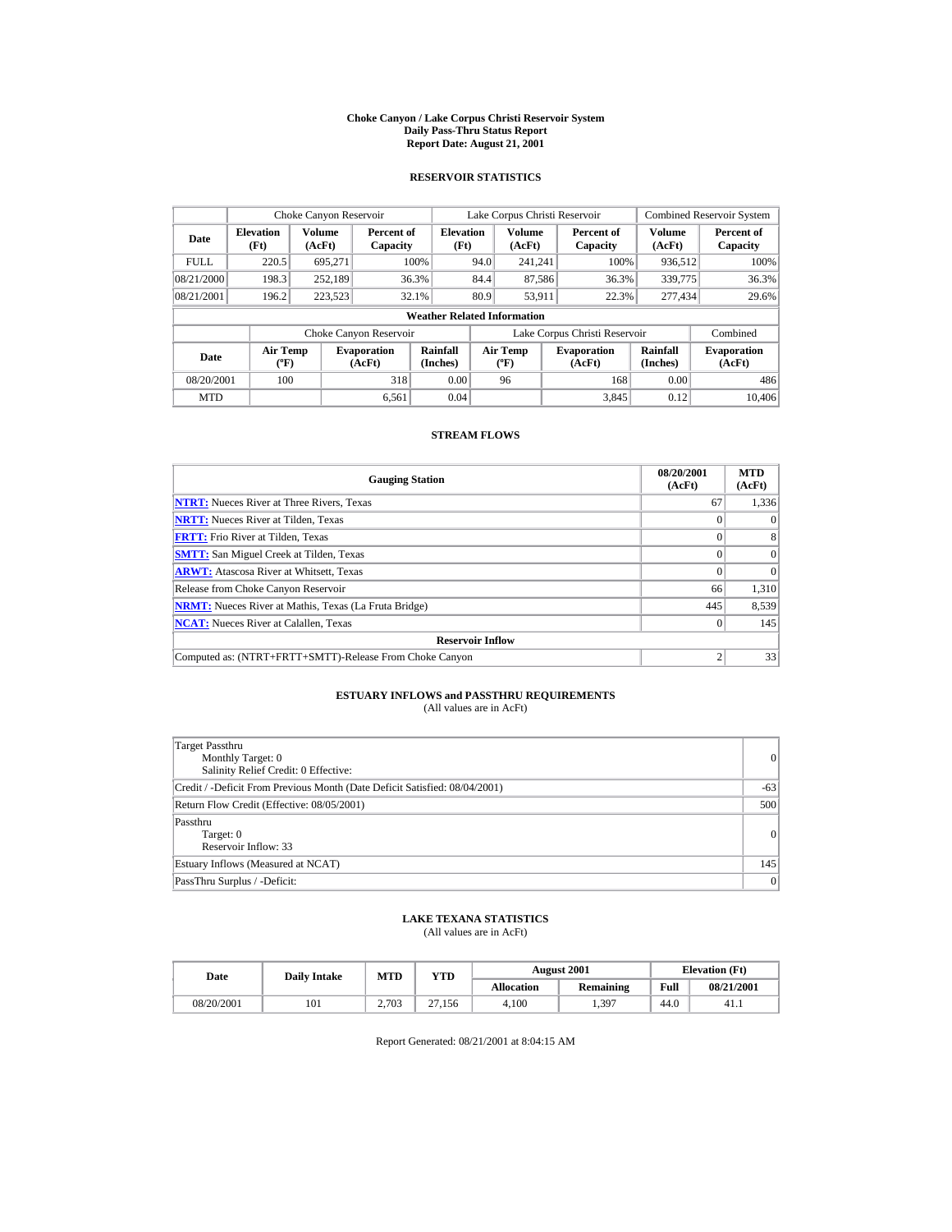# Choke Canyon / Lake Corpus Christi Reservoir System
## Daily Pass-Thru Status Report
### Report Date: August 21, 2001

## RESERVOIR STATISTICS

| | Choke Canyon Reservoir | | | Lake Corpus Christi Reservoir | | | Combined Reservoir System | |
|---|---|---|---|---|---|---|---|---|
| Date | Elevation (Ft) | Volume (AcFt) | Percent of Capacity | Elevation (Ft) | Volume (AcFt) | Percent of Capacity | Volume (AcFt) | Percent of Capacity |
| FULL | 220.5 | 695,271 | 100% | 94.0 | 241,241 | 100% | 936,512 | 100% |
| 08/21/2000 | 198.3 | 252,189 | 36.3% | 84.4 | 87,586 | 36.3% | 339,775 | 36.3% |
| 08/21/2001 | 196.2 | 223,523 | 32.1% | 80.9 | 53,911 | 22.3% | 277,434 | 29.6% |

**Weather Related Information**

| | Choke Canyon Reservoir | | | Lake Corpus Christi Reservoir | | | Combined |
|---|---|---|---|---|---|---|---|
| Date | Air Temp (ºF) | Evaporation (AcFt) | Rainfall (Inches) | Air Temp (ºF) | Evaporation (AcFt) | Rainfall (Inches) | Evaporation (AcFt) |
| 08/20/2001 | 100 | 318 | 0.00 | 96 | 168 | 0.00 | 486 |
| MTD | | 6,561 | 0.04 | | 3,845 | 0.12 | 10,406 |

## STREAM FLOWS

| Gauging Station | 08/20/2001 (AcFt) | MTD (AcFt) |
|---|---|---|
| NTRT: Nueces River at Three Rivers, Texas | 67 | 1,336 |
| NRTT: Nueces River at Tilden, Texas | 0 | 0 |
| FRTT: Frio River at Tilden, Texas | 0 | 8 |
| SMTT: San Miguel Creek at Tilden, Texas | 0 | 0 |
| ARWT: Atascosa River at Whitsett, Texas | 0 | 0 |
| Release from Choke Canyon Reservoir | 66 | 1,310 |
| NRMT: Nueces River at Mathis, Texas (La Fruta Bridge) | 445 | 8,539 |
| NCAT: Nueces River at Calallen, Texas | 0 | 145 |
| **Reservoir Inflow** | | |
| Computed as: (NTRT+FRTT+SMTT)-Release From Choke Canyon | 2 | 33 |

## ESTUARY INFLOWS and PASSTHRU REQUIREMENTS
(All values are in AcFt)

| | |
|---|---|
| Target Passthru<br>Monthly Target: 0<br>Salinity Relief Credit: 0 Effective: | 0 |
| Credit / -Deficit From Previous Month (Date Deficit Satisfied: 08/04/2001) | -63 |
| Return Flow Credit (Effective: 08/05/2001) | 500 |
| Passthru<br>Target: 0<br>Reservoir Inflow: 33 | 0 |
| Estuary Inflows (Measured at NCAT) | 145 |
| PassThru Surplus / -Deficit: | 0 |

## LAKE TEXANA STATISTICS
(All values are in AcFt)

| Date | Daily Intake | MTD | YTD | August 2001 | | Elevation (Ft) | |
|---|---|---|---|---|---|---|---|
| | | | | Allocation | Remaining | Full | 08/21/2001 |
| 08/20/2001 | 101 | 2,703 | 27,156 | 4,100 | 1,397 | 44.0 | 41.1 |

Report Generated: 08/21/2001 at 8:04:15 AM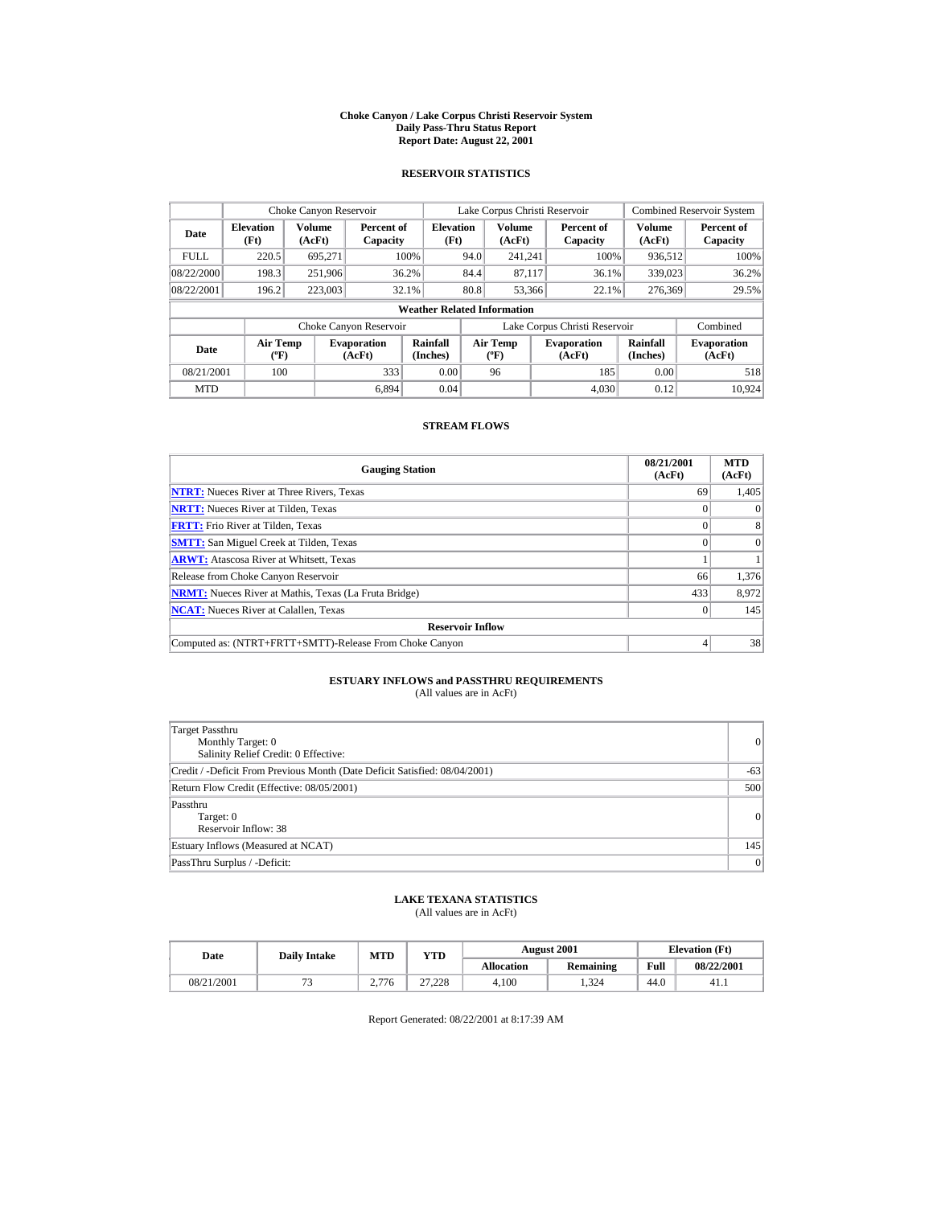# Choke Canyon / Lake Corpus Christi Reservoir System
## Daily Pass-Thru Status Report
### Report Date: August 22, 2001

## RESERVOIR STATISTICS

| | Choke Canyon Reservoir | | | Lake Corpus Christi Reservoir | | | Combined Reservoir System | |
|---|---|---|---|---|---|---|---|---|
| Date | Elevation (Ft) | Volume (AcFt) | Percent of Capacity | Elevation (Ft) | Volume (AcFt) | Percent of Capacity | Volume (AcFt) | Percent of Capacity |
| FULL | 220.5 | 695,271 | 100% | 94.0 | 241,241 | 100% | 936,512 | 100% |
| 08/22/2000 | 198.3 | 251,906 | 36.2% | 84.4 | 87,117 | 36.1% | 339,023 | 36.2% |
| 08/22/2001 | 196.2 | 223,003 | 32.1% | 80.8 | 53,366 | 22.1% | 276,369 | 29.5% |

**Weather Related Information**

| | Choke Canyon Reservoir | | | Lake Corpus Christi Reservoir | | | Combined |
|---|---|---|---|---|---|---|---|
| Date | Air Temp (ºF) | Evaporation (AcFt) | Rainfall (Inches) | Air Temp (ºF) | Evaporation (AcFt) | Rainfall (Inches) | Evaporation (AcFt) |
| 08/21/2001 | 100 | 333 | 0.00 | 96 | 185 | 0.00 | 518 |
| MTD | | 6,894 | 0.04 | | 4,030 | 0.12 | 10,924 |

## STREAM FLOWS

| Gauging Station | 08/21/2001 (AcFt) | MTD (AcFt) |
|---|---|---|
| **NTRT:** Nueces River at Three Rivers, Texas | 69 | 1,405 |
| **NRTT:** Nueces River at Tilden, Texas | 0 | 0 |
| **FRTT:** Frio River at Tilden, Texas | 0 | 8 |
| **SMTT:** San Miguel Creek at Tilden, Texas | 0 | 0 |
| **ARWT:** Atascosa River at Whitsett, Texas | 1 | 1 |
| Release from Choke Canyon Reservoir | 66 | 1,376 |
| **NRMT:** Nueces River at Mathis, Texas (La Fruta Bridge) | 433 | 8,972 |
| **NCAT:** Nueces River at Calallen, Texas | 0 | 145 |
| **Reservoir Inflow** | | |
| Computed as: (NTRT+FRTT+SMTT)-Release From Choke Canyon | 4 | 38 |

## ESTUARY INFLOWS and PASSTHRU REQUIREMENTS
(All values are in AcFt)

| | |
|---|---|
| Target Passthru<br>Monthly Target: 0<br>Salinity Relief Credit: 0 Effective: | 0 |
| Credit / -Deficit From Previous Month (Date Deficit Satisfied: 08/04/2001) | -63 |
| Return Flow Credit (Effective: 08/05/2001) | 500 |
| Passthru<br>Target: 0<br>Reservoir Inflow: 38 | 0 |
| Estuary Inflows (Measured at NCAT) | 145 |
| PassThru Surplus / -Deficit: | 0 |

## LAKE TEXANA STATISTICS
(All values are in AcFt)

| Date | Daily Intake | MTD | YTD | August 2001 | | Elevation (Ft) | |
|---|---|---|---|---|---|---|---|
| | | | | Allocation | Remaining | Full | 08/22/2001 |
| 08/21/2001 | 73 | 2,776 | 27,228 | 4,100 | 1,324 | 44.0 | 41.1 |

Report Generated: 08/22/2001 at 8:17:39 AM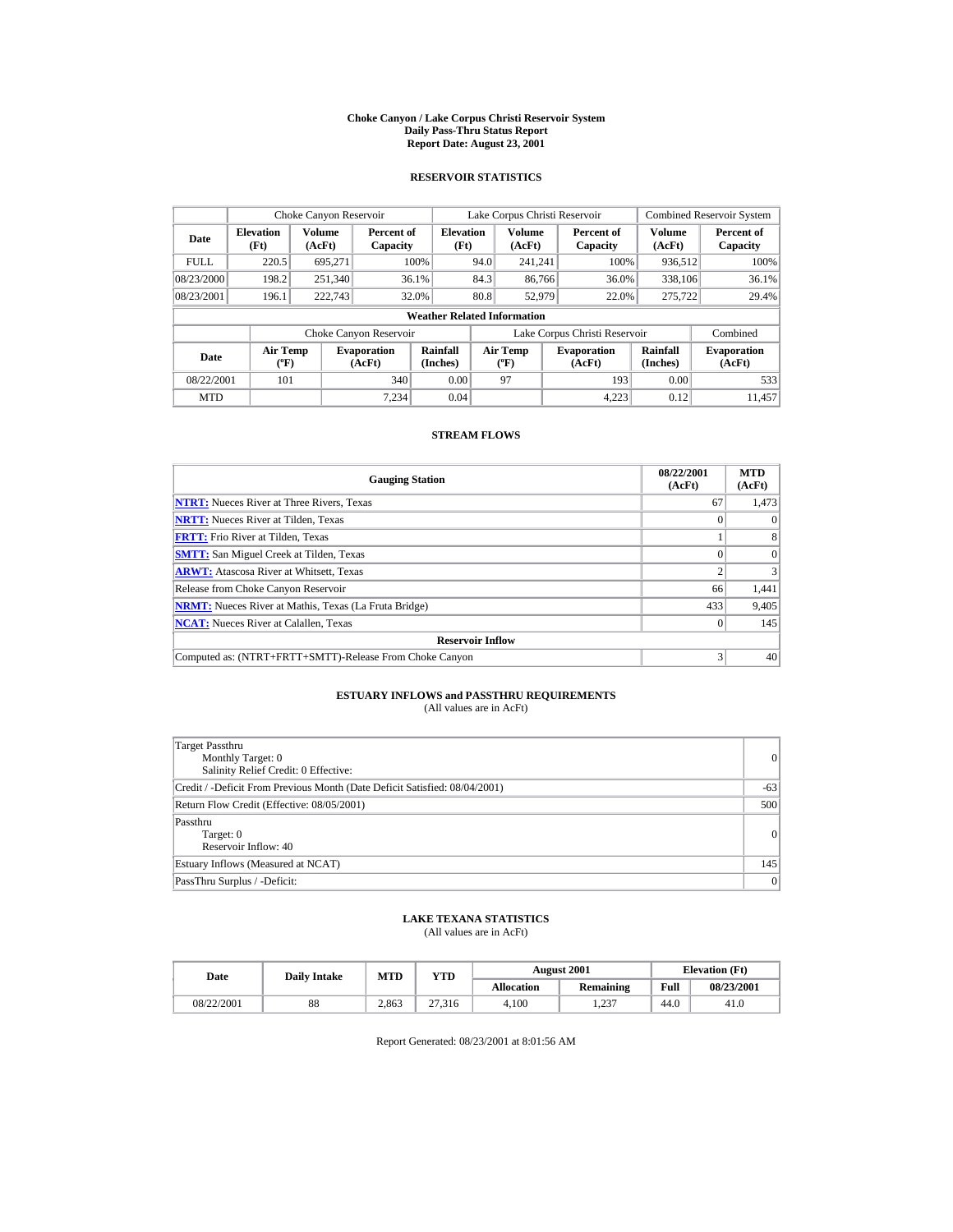# Choke Canyon / Lake Corpus Christi Reservoir System
## Daily Pass-Thru Status Report
## Report Date: August 23, 2001

### RESERVOIR STATISTICS

| | Choke Canyon Reservoir | | | Lake Corpus Christi Reservoir | | | Combined Reservoir System | |
|---|---|---|---|---|---|---|---|---|
| **Date** | **Elevation (Ft)** | **Volume (AcFt)** | **Percent of Capacity** | **Elevation (Ft)** | **Volume (AcFt)** | **Percent of Capacity** | **Volume (AcFt)** | **Percent of Capacity** |
| FULL | 220.5 | 695,271 | 100% | 94.0 | 241,241 | 100% | 936,512 | 100% |
| 08/23/2000 | 198.2 | 251,340 | 36.1% | 84.3 | 86,766 | 36.0% | 338,106 | 36.1% |
| 08/23/2001 | 196.1 | 222,743 | 32.0% | 80.8 | 52,979 | 22.0% | 275,722 | 29.4% |

**Weather Related Information**

| | Choke Canyon Reservoir | | | Lake Corpus Christi Reservoir | | | Combined |
|---|---|---|---|---|---|---|---|
| **Date** | **Air Temp (ºF)** | **Evaporation (AcFt)** | **Rainfall (Inches)** | **Air Temp (ºF)** | **Evaporation (AcFt)** | **Rainfall (Inches)** | **Evaporation (AcFt)** |
| 08/22/2001 | 101 | 340 | 0.00 | 97 | 193 | 0.00 | 533 |
| MTD | | 7,234 | 0.04 | | 4,223 | 0.12 | 11,457 |

### STREAM FLOWS

| Gauging Station | 08/22/2001 (AcFt) | MTD (AcFt) |
|---|---|---|
| **NTRT:** Nueces River at Three Rivers, Texas | 67 | 1,473 |
| **NRTT:** Nueces River at Tilden, Texas | 0 | 0 |
| **FRTT:** Frio River at Tilden, Texas | 1 | 8 |
| **SMTT:** San Miguel Creek at Tilden, Texas | 0 | 0 |
| **ARWT:** Atascosa River at Whitsett, Texas | 2 | 3 |
| Release from Choke Canyon Reservoir | 66 | 1,441 |
| **NRMT:** Nueces River at Mathis, Texas (La Fruta Bridge) | 433 | 9,405 |
| **NCAT:** Nueces River at Calallen, Texas | 0 | 145 |
| **Reservoir Inflow** | | |
| Computed as: (NTRT+FRTT+SMTT)-Release From Choke Canyon | 3 | 40 |

### ESTUARY INFLOWS and PASSTHRU REQUIREMENTS
(All values are in AcFt)

| | |
|---|---|
| Target Passthru<br>Monthly Target: 0<br>Salinity Relief Credit: 0 Effective: | 0 |
| Credit / -Deficit From Previous Month (Date Deficit Satisfied: 08/04/2001) | -63 |
| Return Flow Credit (Effective: 08/05/2001) | 500 |
| Passthru<br>Target: 0<br>Reservoir Inflow: 40 | 0 |
| Estuary Inflows (Measured at NCAT) | 145 |
| PassThru Surplus / -Deficit: | 0 |

### LAKE TEXANA STATISTICS
(All values are in AcFt)

| Date | Daily Intake | MTD | YTD | August 2001 | | Elevation (Ft) | |
|---|---|---|---|---|---|---|---|
| | | | | **Allocation** | **Remaining** | **Full** | **08/23/2001** |
| 08/22/2001 | 88 | 2,863 | 27,316 | 4,100 | 1,237 | 44.0 | 41.0 |

Report Generated: 08/23/2001 at 8:01:56 AM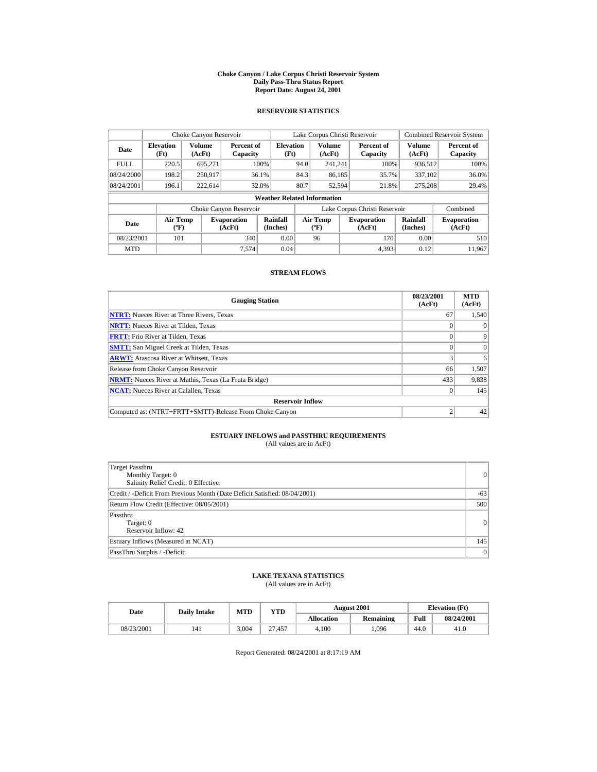# Choke Canyon / Lake Corpus Christi Reservoir System
## Daily Pass-Thru Status Report
### Report Date: August 24, 2001

## RESERVOIR STATISTICS

| Date | Choke Canyon Reservoir | | | Lake Corpus Christi Reservoir | | | Combined Reservoir System | |
|---|---|---|---|---|---|---|---|---|
| | Elevation (Ft) | Volume (AcFt) | Percent of Capacity | Elevation (Ft) | Volume (AcFt) | Percent of Capacity | Volume (AcFt) | Percent of Capacity |
| FULL | 220.5 | 695,271 | 100% | 94.0 | 241,241 | 100% | 936,512 | 100% |
| 08/24/2000 | 198.2 | 250,917 | 36.1% | 84.3 | 86,185 | 35.7% | 337,102 | 36.0% |
| 08/24/2001 | 196.1 | 222,614 | 32.0% | 80.7 | 52,594 | 21.8% | 275,208 | 29.4% |

**Weather Related Information**

| Date | Choke Canyon Reservoir | | | Lake Corpus Christi Reservoir | | | Combined |
|---|---|---|---|---|---|---|---|
| | Air Temp (ºF) | Evaporation (AcFt) | Rainfall (Inches) | Air Temp (ºF) | Evaporation (AcFt) | Rainfall (Inches) | Evaporation (AcFt) |
| 08/23/2001 | 101 | 340 | 0.00 | 96 | 170 | 0.00 | 510 |
| MTD | | 7,574 | 0.04 | | 4,393 | 0.12 | 11,967 |

## STREAM FLOWS

| Gauging Station | 08/23/2001 (AcFt) | MTD (AcFt) |
|---|---|---|
| NTRT: Nueces River at Three Rivers, Texas | 67 | 1,540 |
| NRTT: Nueces River at Tilden, Texas | 0 | 0 |
| FRTT: Frio River at Tilden, Texas | 0 | 9 |
| SMTT: San Miguel Creek at Tilden, Texas | 0 | 0 |
| ARWT: Atascosa River at Whitsett, Texas | 3 | 6 |
| Release from Choke Canyon Reservoir | 66 | 1,507 |
| NRMT: Nueces River at Mathis, Texas (La Fruta Bridge) | 433 | 9,838 |
| NCAT: Nueces River at Calallen, Texas | 0 | 145 |
| **Reservoir Inflow** | | |
| Computed as: (NTRT+FRTT+SMTT)-Release From Choke Canyon | 2 | 42 |

## ESTUARY INFLOWS and PASSTHRU REQUIREMENTS
(All values are in AcFt)

| | |
|---|---|
| Target Passthru<br>Monthly Target: 0<br>Salinity Relief Credit: 0 Effective: | 0 |
| Credit / -Deficit From Previous Month (Date Deficit Satisfied: 08/04/2001) | -63 |
| Return Flow Credit (Effective: 08/05/2001) | 500 |
| Passthru<br>Target: 0<br>Reservoir Inflow: 42 | 0 |
| Estuary Inflows (Measured at NCAT) | 145 |
| PassThru Surplus / -Deficit: | 0 |

## LAKE TEXANA STATISTICS
(All values are in AcFt)

| Date | Daily Intake | MTD | YTD | August 2001 | | Elevation (Ft) | |
|---|---|---|---|---|---|---|---|
| | | | | Allocation | Remaining | Full | 08/24/2001 |
| 08/23/2001 | 141 | 3,004 | 27,457 | 4,100 | 1,096 | 44.0 | 41.0 |

Report Generated: 08/24/2001 at 8:17:19 AM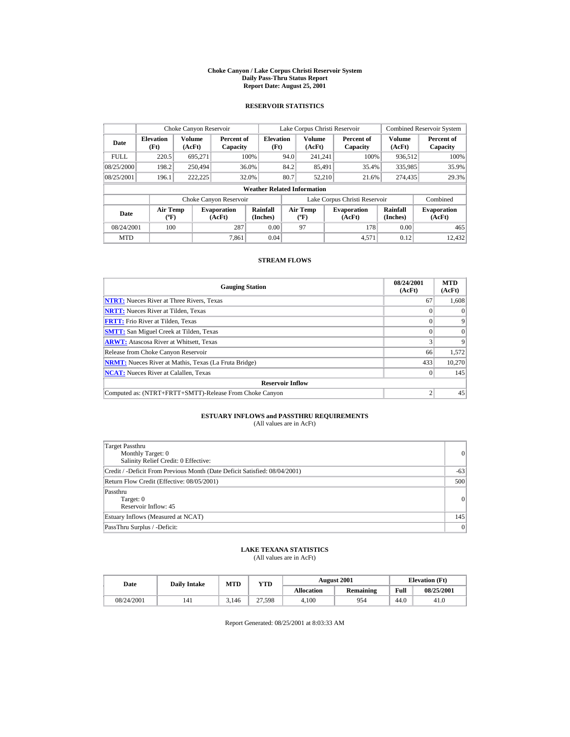# Choke Canyon / Lake Corpus Christi Reservoir System
## Daily Pass-Thru Status Report
### Report Date: August 25, 2001

## RESERVOIR STATISTICS

| Date | Choke Canyon Reservoir | | | Lake Corpus Christi Reservoir | | | Combined Reservoir System | |
|---|---|---|---|---|---|---|---|---|
| | Elevation (Ft) | Volume (AcFt) | Percent of Capacity | Elevation (Ft) | Volume (AcFt) | Percent of Capacity | Volume (AcFt) | Percent of Capacity |
| FULL | 220.5 | 695,271 | 100% | 94.0 | 241,241 | 100% | 936,512 | 100% |
| 08/25/2000 | 198.2 | 250,494 | 36.0% | 84.2 | 85,491 | 35.4% | 335,985 | 35.9% |
| 08/25/2001 | 196.1 | 222,225 | 32.0% | 80.7 | 52,210 | 21.6% | 274,435 | 29.3% |

**Weather Related Information**

| Date | Choke Canyon Reservoir | | | Lake Corpus Christi Reservoir | | | Combined |
|---|---|---|---|---|---|---|---|
| | Air Temp (ºF) | Evaporation (AcFt) | Rainfall (Inches) | Air Temp (ºF) | Evaporation (AcFt) | Rainfall (Inches) | Evaporation (AcFt) |
| 08/24/2001 | 100 | 287 | 0.00 | 97 | 178 | 0.00 | 465 |
| MTD | | 7,861 | 0.04 | | 4,571 | 0.12 | 12,432 |

## STREAM FLOWS

| Gauging Station | 08/24/2001 (AcFt) | MTD (AcFt) |
|---|---|---|
| **NTRT:** Nueces River at Three Rivers, Texas | 67 | 1,608 |
| **NRTT:** Nueces River at Tilden, Texas | 0 | 0 |
| **FRTT:** Frio River at Tilden, Texas | 0 | 9 |
| **SMTT:** San Miguel Creek at Tilden, Texas | 0 | 0 |
| **ARWT:** Atascosa River at Whitsett, Texas | 3 | 9 |
| Release from Choke Canyon Reservoir | 66 | 1,572 |
| **NRMT:** Nueces River at Mathis, Texas (La Fruta Bridge) | 433 | 10,270 |
| **NCAT:** Nueces River at Calallen, Texas | 0 | 145 |
| **Reservoir Inflow** | | |
| Computed as: (NTRT+FRTT+SMTT)-Release From Choke Canyon | 2 | 45 |

## ESTUARY INFLOWS and PASSTHRU REQUIREMENTS
(All values are in AcFt)

| | |
|---|---|
| Target Passthru<br>Monthly Target: 0<br>Salinity Relief Credit: 0 Effective: | 0 |
| Credit / -Deficit From Previous Month (Date Deficit Satisfied: 08/04/2001) | -63 |
| Return Flow Credit (Effective: 08/05/2001) | 500 |
| Passthru<br>Target: 0<br>Reservoir Inflow: 45 | 0 |
| Estuary Inflows (Measured at NCAT) | 145 |
| PassThru Surplus / -Deficit: | 0 |

## LAKE TEXANA STATISTICS
(All values are in AcFt)

| Date | Daily Intake | MTD | YTD | August 2001 | | Elevation (Ft) | |
|---|---|---|---|---|---|---|---|
| | | | | Allocation | Remaining | Full | 08/25/2001 |
| 08/24/2001 | 141 | 3,146 | 27,598 | 4,100 | 954 | 44.0 | 41.0 |

Report Generated: 08/25/2001 at 8:03:33 AM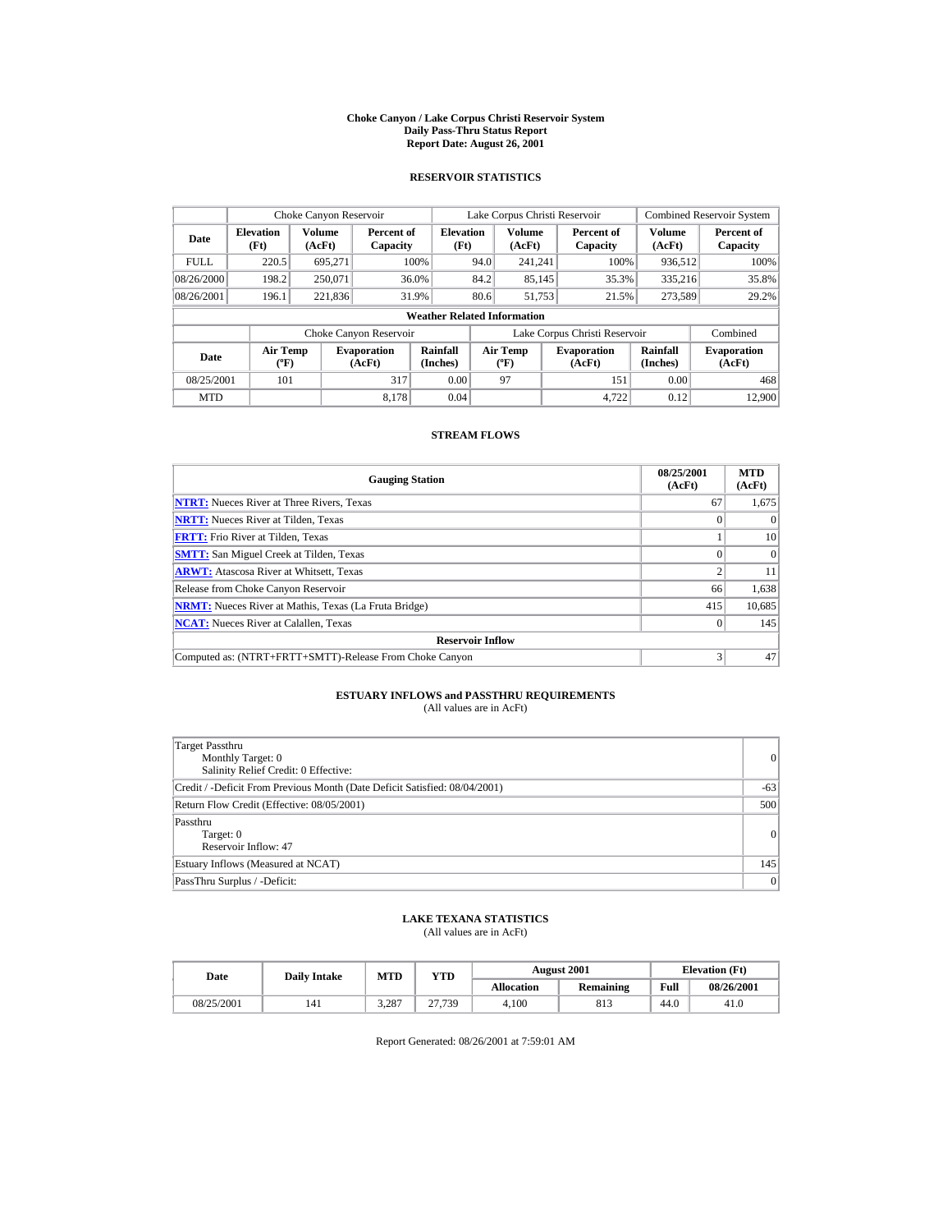# Choke Canyon / Lake Corpus Christi Reservoir System
## Daily Pass-Thru Status Report
### Report Date: August 26, 2001

## RESERVOIR STATISTICS

| Date | Choke Canyon Reservoir | | | Lake Corpus Christi Reservoir | | | Combined Reservoir System | |
|---|---|---|---|---|---|---|---|---|
| | Elevation (Ft) | Volume (AcFt) | Percent of Capacity | Elevation (Ft) | Volume (AcFt) | Percent of Capacity | Volume (AcFt) | Percent of Capacity |
| FULL | 220.5 | 695,271 | 100% | 94.0 | 241,241 | 100% | 936,512 | 100% |
| 08/26/2000 | 198.2 | 250,071 | 36.0% | 84.2 | 85,145 | 35.3% | 335,216 | 35.8% |
| 08/26/2001 | 196.1 | 221,836 | 31.9% | 80.6 | 51,753 | 21.5% | 273,589 | 29.2% |

**Weather Related Information**

| Date | Choke Canyon Reservoir | | | Lake Corpus Christi Reservoir | | | Combined |
|---|---|---|---|---|---|---|---|
| | Air Temp (ºF) | Evaporation (AcFt) | Rainfall (Inches) | Air Temp (ºF) | Evaporation (AcFt) | Rainfall (Inches) | Evaporation (AcFt) |
| 08/25/2001 | 101 | 317 | 0.00 | 97 | 151 | 0.00 | 468 |
| MTD | | 8,178 | 0.04 | | 4,722 | 0.12 | 12,900 |

## STREAM FLOWS

| Gauging Station | 08/25/2001 (AcFt) | MTD (AcFt) |
|---|---|---|
| NTRT: Nueces River at Three Rivers, Texas | 67 | 1,675 |
| NRTT: Nueces River at Tilden, Texas | 0 | 0 |
| FRTT: Frio River at Tilden, Texas | 1 | 10 |
| SMTT: San Miguel Creek at Tilden, Texas | 0 | 0 |
| ARWT: Atascosa River at Whitsett, Texas | 2 | 11 |
| Release from Choke Canyon Reservoir | 66 | 1,638 |
| NRMT: Nueces River at Mathis, Texas (La Fruta Bridge) | 415 | 10,685 |
| NCAT: Nueces River at Calallen, Texas | 0 | 145 |
| **Reservoir Inflow** | | |
| Computed as: (NTRT+FRTT+SMTT)-Release From Choke Canyon | 3 | 47 |

## ESTUARY INFLOWS and PASSTHRU REQUIREMENTS
(All values are in AcFt)

| Item | Value |
|---|---|
| Target Passthru<br>Monthly Target: 0<br>Salinity Relief Credit: 0 Effective: | 0 |
| Credit / -Deficit From Previous Month (Date Deficit Satisfied: 08/04/2001) | -63 |
| Return Flow Credit (Effective: 08/05/2001) | 500 |
| Passthru<br>Target: 0<br>Reservoir Inflow: 47 | 0 |
| Estuary Inflows (Measured at NCAT) | 145 |
| PassThru Surplus / -Deficit: | 0 |

## LAKE TEXANA STATISTICS
(All values are in AcFt)

| Date | Daily Intake | MTD | YTD | August 2001 | | Elevation (Ft) | |
|---|---|---|---|---|---|---|---|
| | | | | Allocation | Remaining | Full | 08/26/2001 |
| 08/25/2001 | 141 | 3,287 | 27,739 | 4,100 | 813 | 44.0 | 41.0 |

Report Generated: 08/26/2001 at 7:59:01 AM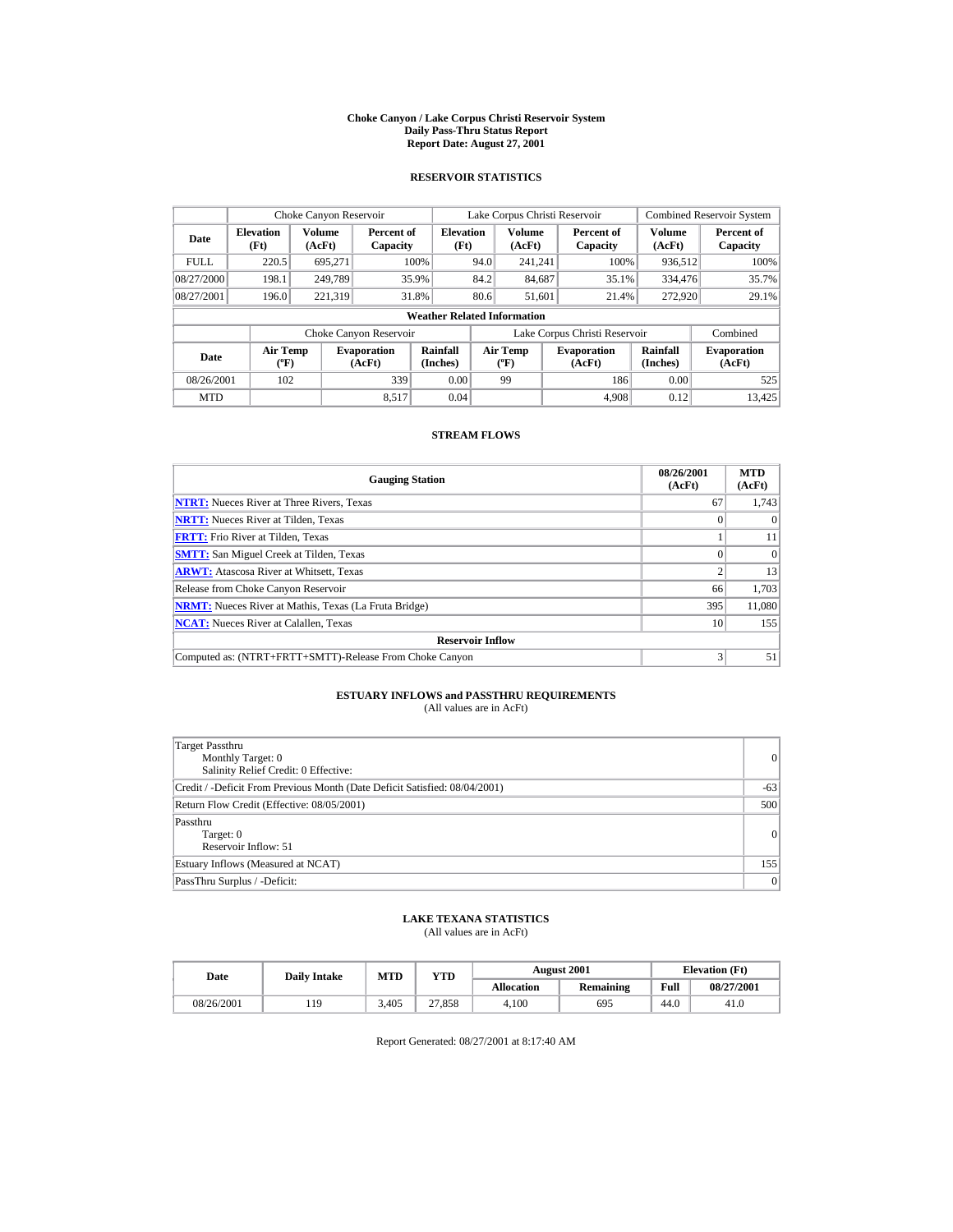# Choke Canyon / Lake Corpus Christi Reservoir System
## Daily Pass-Thru Status Report
### Report Date: August 27, 2001

## RESERVOIR STATISTICS

| | Choke Canyon Reservoir | | | Lake Corpus Christi Reservoir | | | Combined Reservoir System | |
|---|---|---|---|---|---|---|---|---|
| Date | Elevation (Ft) | Volume (AcFt) | Percent of Capacity | Elevation (Ft) | Volume (AcFt) | Percent of Capacity | Volume (AcFt) | Percent of Capacity |
| FULL | 220.5 | 695,271 | 100% | 94.0 | 241,241 | 100% | 936,512 | 100% |
| 08/27/2000 | 198.1 | 249,789 | 35.9% | 84.2 | 84,687 | 35.1% | 334,476 | 35.7% |
| 08/27/2001 | 196.0 | 221,319 | 31.8% | 80.6 | 51,601 | 21.4% | 272,920 | 29.1% |

**Weather Related Information**

| | Choke Canyon Reservoir | | | Lake Corpus Christi Reservoir | | | Combined |
|---|---|---|---|---|---|---|---|
| Date | Air Temp (ºF) | Evaporation (AcFt) | Rainfall (Inches) | Air Temp (ºF) | Evaporation (AcFt) | Rainfall (Inches) | Evaporation (AcFt) |
| 08/26/2001 | 102 | 339 | 0.00 | 99 | 186 | 0.00 | 525 |
| MTD | | 8,517 | 0.04 | | 4,908 | 0.12 | 13,425 |

## STREAM FLOWS

| Gauging Station | 08/26/2001 (AcFt) | MTD (AcFt) |
|---|---|---|
| NTRT: Nueces River at Three Rivers, Texas | 67 | 1,743 |
| NRTT: Nueces River at Tilden, Texas | 0 | 0 |
| FRTT: Frio River at Tilden, Texas | 1 | 11 |
| SMTT: San Miguel Creek at Tilden, Texas | 0 | 0 |
| ARWT: Atascosa River at Whitsett, Texas | 2 | 13 |
| Release from Choke Canyon Reservoir | 66 | 1,703 |
| NRMT: Nueces River at Mathis, Texas (La Fruta Bridge) | 395 | 11,080 |
| NCAT: Nueces River at Calallen, Texas | 10 | 155 |
| **Reservoir Inflow** | | |
| Computed as: (NTRT+FRTT+SMTT)-Release From Choke Canyon | 3 | 51 |

## ESTUARY INFLOWS and PASSTHRU REQUIREMENTS
(All values are in AcFt)

| | |
|---|---|
| Target Passthru<br>Monthly Target: 0<br>Salinity Relief Credit: 0 Effective: | 0 |
| Credit / -Deficit From Previous Month (Date Deficit Satisfied: 08/04/2001) | -63 |
| Return Flow Credit (Effective: 08/05/2001) | 500 |
| Passthru<br>Target: 0<br>Reservoir Inflow: 51 | 0 |
| Estuary Inflows (Measured at NCAT) | 155 |
| PassThru Surplus / -Deficit: | 0 |

## LAKE TEXANA STATISTICS
(All values are in AcFt)

| Date | Daily Intake | MTD | YTD | August 2001 | | Elevation (Ft) | |
|---|---|---|---|---|---|---|---|
| | | | | Allocation | Remaining | Full | 08/27/2001 |
| 08/26/2001 | 119 | 3,405 | 27,858 | 4,100 | 695 | 44.0 | 41.0 |

Report Generated: 08/27/2001 at 8:17:40 AM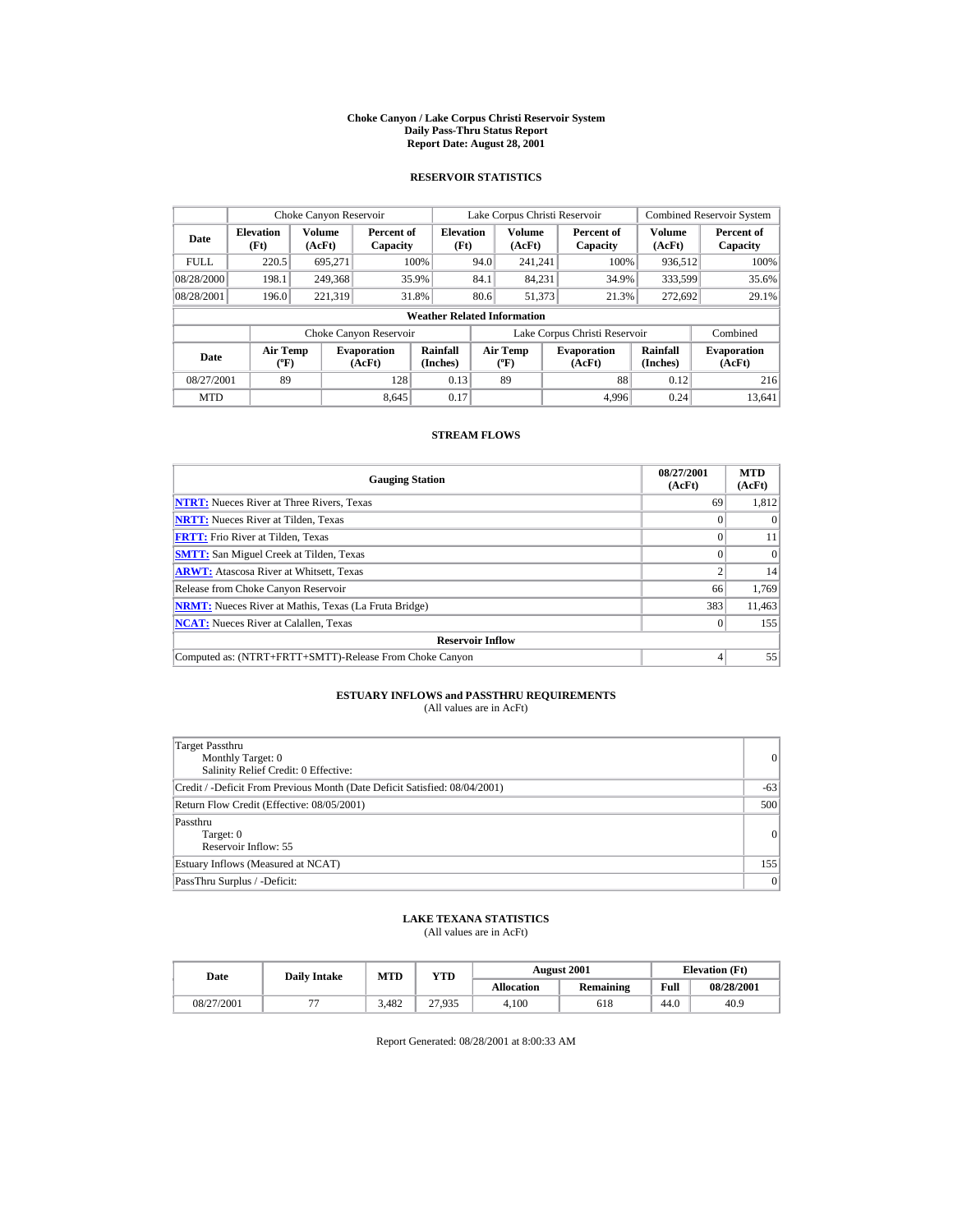# Choke Canyon / Lake Corpus Christi Reservoir System
## Daily Pass-Thru Status Report
## Report Date: August 28, 2001

### RESERVOIR STATISTICS

| | Choke Canyon Reservoir | | | Lake Corpus Christi Reservoir | | | Combined Reservoir System | |
|---|---|---|---|---|---|---|---|---|
| Date | Elevation (Ft) | Volume (AcFt) | Percent of Capacity | Elevation (Ft) | Volume (AcFt) | Percent of Capacity | Volume (AcFt) | Percent of Capacity |
| FULL | 220.5 | 695,271 | 100% | 94.0 | 241,241 | 100% | 936,512 | 100% |
| 08/28/2000 | 198.1 | 249,368 | 35.9% | 84.1 | 84,231 | 34.9% | 333,599 | 35.6% |
| 08/28/2001 | 196.0 | 221,319 | 31.8% | 80.6 | 51,373 | 21.3% | 272,692 | 29.1% |

**Weather Related Information**

| | Choke Canyon Reservoir | | | Lake Corpus Christi Reservoir | | | Combined |
|---|---|---|---|---|---|---|---|
| Date | Air Temp (ºF) | Evaporation (AcFt) | Rainfall (Inches) | Air Temp (ºF) | Evaporation (AcFt) | Rainfall (Inches) | Evaporation (AcFt) |
| 08/27/2001 | 89 | 128 | 0.13 | 89 | 88 | 0.12 | 216 |
| MTD | | 8,645 | 0.17 | | 4,996 | 0.24 | 13,641 |

### STREAM FLOWS

| Gauging Station | 08/27/2001 (AcFt) | MTD (AcFt) |
|---|---|---|
| **NTRT:** Nueces River at Three Rivers, Texas | 69 | 1,812 |
| **NRTT:** Nueces River at Tilden, Texas | 0 | 0 |
| **FRTT:** Frio River at Tilden, Texas | 0 | 11 |
| **SMTT:** San Miguel Creek at Tilden, Texas | 0 | 0 |
| **ARWT:** Atascosa River at Whitsett, Texas | 2 | 14 |
| Release from Choke Canyon Reservoir | 66 | 1,769 |
| **NRMT:** Nueces River at Mathis, Texas (La Fruta Bridge) | 383 | 11,463 |
| **NCAT:** Nueces River at Calallen, Texas | 0 | 155 |
| **Reservoir Inflow** | | |
| Computed as: (NTRT+FRTT+SMTT)-Release From Choke Canyon | 4 | 55 |

### ESTUARY INFLOWS and PASSTHRU REQUIREMENTS
(All values are in AcFt)

| | |
|---|---|
| Target Passthru<br>Monthly Target: 0<br>Salinity Relief Credit: 0 Effective: | 0 |
| Credit / -Deficit From Previous Month (Date Deficit Satisfied: 08/04/2001) | -63 |
| Return Flow Credit (Effective: 08/05/2001) | 500 |
| Passthru<br>Target: 0<br>Reservoir Inflow: 55 | 0 |
| Estuary Inflows (Measured at NCAT) | 155 |
| PassThru Surplus / -Deficit: | 0 |

### LAKE TEXANA STATISTICS
(All values are in AcFt)

| Date | Daily Intake | MTD | YTD | August 2001 | | Elevation (Ft) | |
|---|---|---|---|---|---|---|---|
| | | | | Allocation | Remaining | Full | 08/28/2001 |
| 08/27/2001 | 77 | 3,482 | 27,935 | 4,100 | 618 | 44.0 | 40.9 |

Report Generated: 08/28/2001 at 8:00:33 AM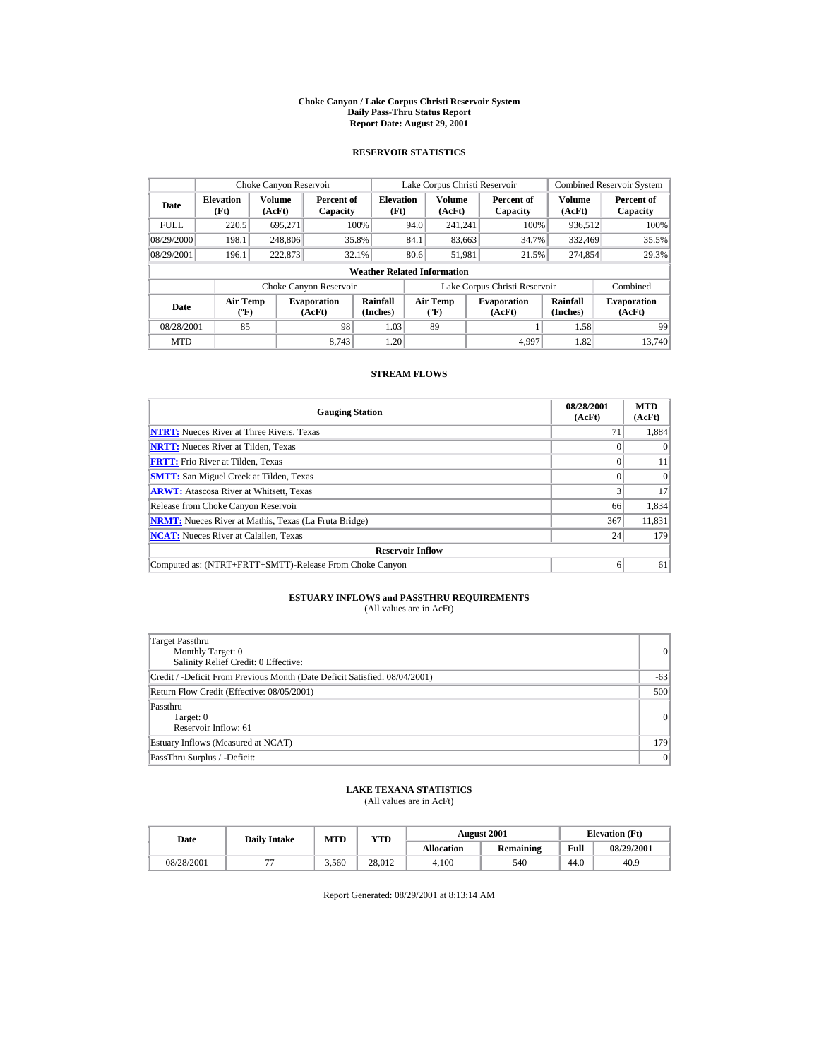# Choke Canyon / Lake Corpus Christi Reservoir System
## Daily Pass-Thru Status Report
### Report Date: August 29, 2001

## RESERVOIR STATISTICS

| | Choke Canyon Reservoir | | | Lake Corpus Christi Reservoir | | | Combined Reservoir System | |
|---|---|---|---|---|---|---|---|---|
| Date | Elevation (Ft) | Volume (AcFt) | Percent of Capacity | Elevation (Ft) | Volume (AcFt) | Percent of Capacity | Volume (AcFt) | Percent of Capacity |
| FULL | 220.5 | 695,271 | 100% | 94.0 | 241,241 | 100% | 936,512 | 100% |
| 08/29/2000 | 198.1 | 248,806 | 35.8% | 84.1 | 83,663 | 34.7% | 332,469 | 35.5% |
| 08/29/2001 | 196.1 | 222,873 | 32.1% | 80.6 | 51,981 | 21.5% | 274,854 | 29.3% |

**Weather Related Information**

| | Choke Canyon Reservoir | | | Lake Corpus Christi Reservoir | | | Combined |
|---|---|---|---|---|---|---|---|
| Date | Air Temp (ºF) | Evaporation (AcFt) | Rainfall (Inches) | Air Temp (ºF) | Evaporation (AcFt) | Rainfall (Inches) | Evaporation (AcFt) |
| 08/28/2001 | 85 | 98 | 1.03 | 89 | 1 | 1.58 | 99 |
| MTD | | 8,743 | 1.20 | | 4,997 | 1.82 | 13,740 |

## STREAM FLOWS

| Gauging Station | 08/28/2001 (AcFt) | MTD (AcFt) |
|---|---|---|
| NTRT: Nueces River at Three Rivers, Texas | 71 | 1,884 |
| NRTT: Nueces River at Tilden, Texas | 0 | 0 |
| FRTT: Frio River at Tilden, Texas | 0 | 11 |
| SMTT: San Miguel Creek at Tilden, Texas | 0 | 0 |
| ARWT: Atascosa River at Whitsett, Texas | 3 | 17 |
| Release from Choke Canyon Reservoir | 66 | 1,834 |
| NRMT: Nueces River at Mathis, Texas (La Fruta Bridge) | 367 | 11,831 |
| NCAT: Nueces River at Calallen, Texas | 24 | 179 |
| **Reservoir Inflow** | | |
| Computed as: (NTRT+FRTT+SMTT)-Release From Choke Canyon | 6 | 61 |

## ESTUARY INFLOWS and PASSTHRU REQUIREMENTS
(All values are in AcFt)

| | |
|---|---|
| Target Passthru<br>Monthly Target: 0<br>Salinity Relief Credit: 0 Effective: | 0 |
| Credit / -Deficit From Previous Month (Date Deficit Satisfied: 08/04/2001) | -63 |
| Return Flow Credit (Effective: 08/05/2001) | 500 |
| Passthru<br>Target: 0<br>Reservoir Inflow: 61 | 0 |
| Estuary Inflows (Measured at NCAT) | 179 |
| PassThru Surplus / -Deficit: | 0 |

## LAKE TEXANA STATISTICS
(All values are in AcFt)

| Date | Daily Intake | MTD | YTD | August 2001 | | Elevation (Ft) | |
|---|---|---|---|---|---|---|---|
| | | | | Allocation | Remaining | Full | 08/29/2001 |
| 08/28/2001 | 77 | 3,560 | 28,012 | 4,100 | 540 | 44.0 | 40.9 |

Report Generated: 08/29/2001 at 8:13:14 AM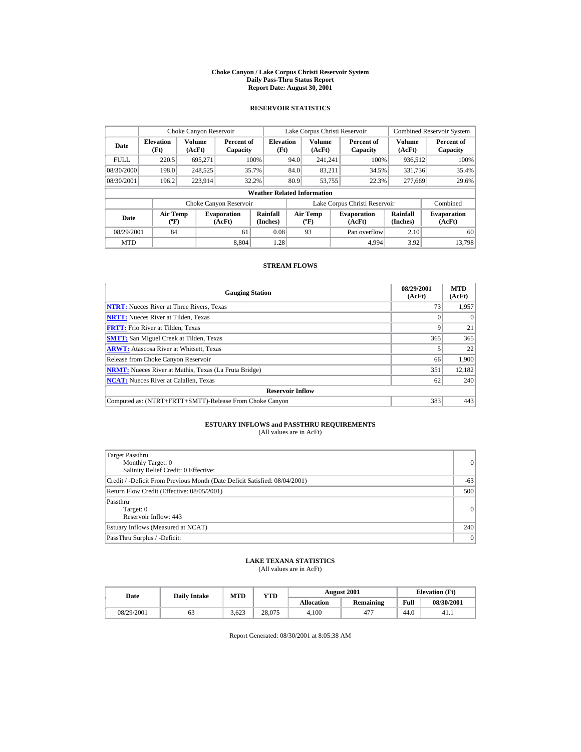# Choke Canyon / Lake Corpus Christi Reservoir System
## Daily Pass-Thru Status Report
### Report Date: August 30, 2001

## RESERVOIR STATISTICS

| Date | Choke Canyon Reservoir | | | Lake Corpus Christi Reservoir | | | Combined Reservoir System | |
|---|---|---|---|---|---|---|---|---|
| | Elevation (Ft) | Volume (AcFt) | Percent of Capacity | Elevation (Ft) | Volume (AcFt) | Percent of Capacity | Volume (AcFt) | Percent of Capacity |
| FULL | 220.5 | 695,271 | 100% | 94.0 | 241,241 | 100% | 936,512 | 100% |
| 08/30/2000 | 198.0 | 248,525 | 35.7% | 84.0 | 83,211 | 34.5% | 331,736 | 35.4% |
| 08/30/2001 | 196.2 | 223,914 | 32.2% | 80.9 | 53,755 | 22.3% | 277,669 | 29.6% |

**Weather Related Information**

| Date | Choke Canyon Reservoir | | | Lake Corpus Christi Reservoir | | | Combined |
|---|---|---|---|---|---|---|---|
| | Air Temp (ºF) | Evaporation (AcFt) | Rainfall (Inches) | Air Temp (ºF) | Evaporation (AcFt) | Rainfall (Inches) | Evaporation (AcFt) |
| 08/29/2001 | 84 | 61 | 0.08 | 93 | Pan overflow | 2.10 | 60 |
| MTD | | 8,804 | 1.28 | | 4,994 | 3.92 | 13,798 |

## STREAM FLOWS

| Gauging Station | 08/29/2001 (AcFt) | MTD (AcFt) |
|---|---|---|
| NTRT: Nueces River at Three Rivers, Texas | 73 | 1,957 |
| NRTT: Nueces River at Tilden, Texas | 0 | 0 |
| FRTT: Frio River at Tilden, Texas | 9 | 21 |
| SMTT: San Miguel Creek at Tilden, Texas | 365 | 365 |
| ARWT: Atascosa River at Whitsett, Texas | 5 | 22 |
| Release from Choke Canyon Reservoir | 66 | 1,900 |
| NRMT: Nueces River at Mathis, Texas (La Fruta Bridge) | 351 | 12,182 |
| NCAT: Nueces River at Calallen, Texas | 62 | 240 |
| **Reservoir Inflow** | | |
| Computed as: (NTRT+FRTT+SMTT)-Release From Choke Canyon | 383 | 443 |

## ESTUARY INFLOWS and PASSTHRU REQUIREMENTS
(All values are in AcFt)

| | |
|---|---|
| Target Passthru<br>Monthly Target: 0<br>Salinity Relief Credit: 0 Effective: | 0 |
| Credit / -Deficit From Previous Month (Date Deficit Satisfied: 08/04/2001) | -63 |
| Return Flow Credit (Effective: 08/05/2001) | 500 |
| Passthru<br>Target: 0<br>Reservoir Inflow: 443 | 0 |
| Estuary Inflows (Measured at NCAT) | 240 |
| PassThru Surplus / -Deficit: | 0 |

## LAKE TEXANA STATISTICS
(All values are in AcFt)

| Date | Daily Intake | MTD | YTD | August 2001 | | Elevation (Ft) | |
|---|---|---|---|---|---|---|---|
| | | | | Allocation | Remaining | Full | 08/30/2001 |
| 08/29/2001 | 63 | 3,623 | 28,075 | 4,100 | 477 | 44.0 | 41.1 |

Report Generated: 08/30/2001 at 8:05:38 AM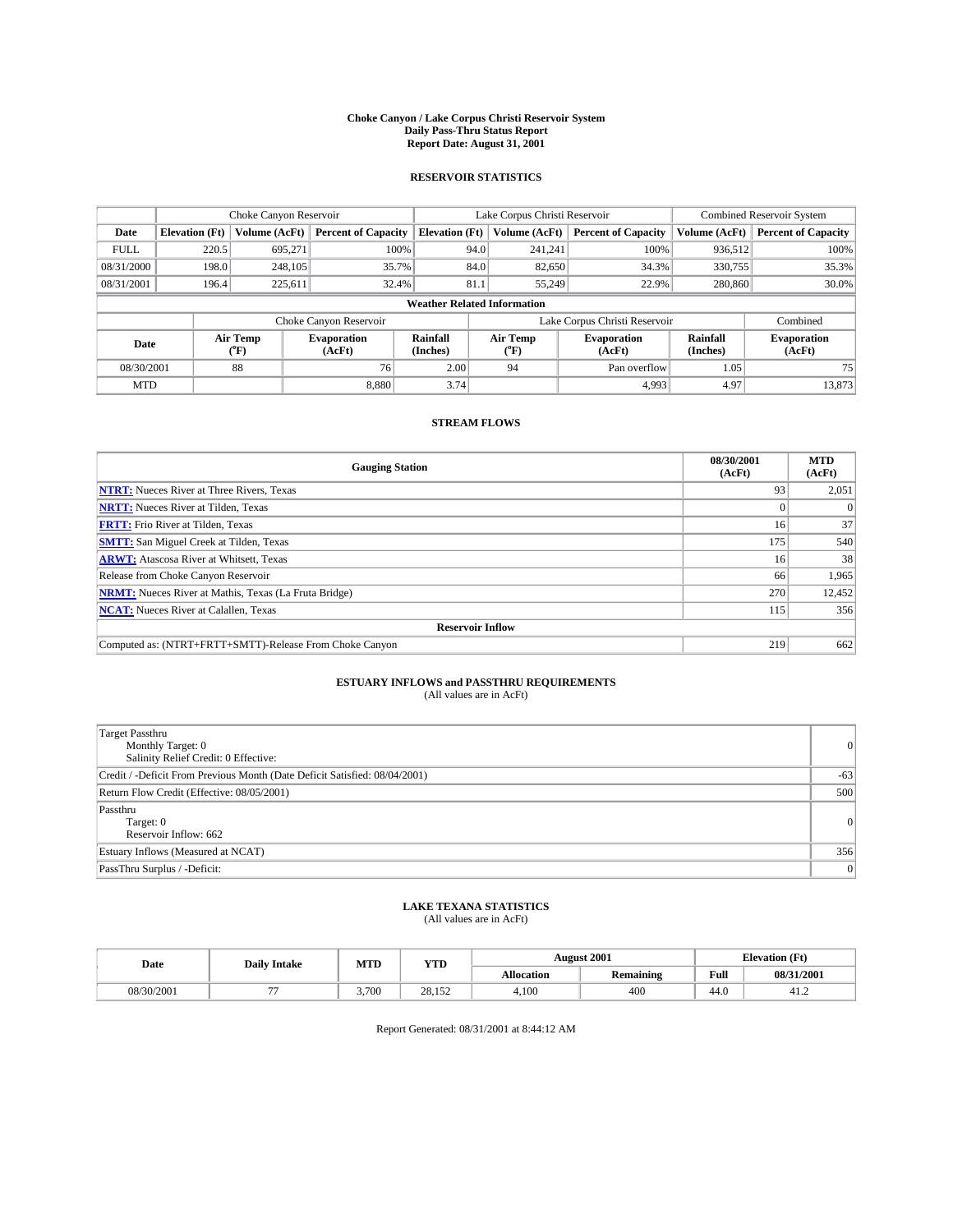# Choke Canyon / Lake Corpus Christi Reservoir System
## Daily Pass-Thru Status Report
## Report Date: August 31, 2001

### RESERVOIR STATISTICS

| | Choke Canyon Reservoir | | | Lake Corpus Christi Reservoir | | | Combined Reservoir System | |
|---|---|---|---|---|---|---|---|---|
| **Date** | **Elevation (Ft)** | **Volume (AcFt)** | **Percent of Capacity** | **Elevation (Ft)** | **Volume (AcFt)** | **Percent of Capacity** | **Volume (AcFt)** | **Percent of Capacity** |
| FULL | 220.5 | 695,271 | 100% | 94.0 | 241,241 | 100% | 936,512 | 100% |
| 08/31/2000 | 198.0 | 248,105 | 35.7% | 84.0 | 82,650 | 34.3% | 330,755 | 35.3% |
| 08/31/2001 | 196.4 | 225,611 | 32.4% | 81.1 | 55,249 | 22.9% | 280,860 | 30.0% |

**Weather Related Information**

| | Choke Canyon Reservoir | | | Lake Corpus Christi Reservoir | | | Combined |
|---|---|---|---|---|---|---|---|
| **Date** | **Air Temp (°F)** | **Evaporation (AcFt)** | **Rainfall (Inches)** | **Air Temp (°F)** | **Evaporation (AcFt)** | **Rainfall (Inches)** | **Evaporation (AcFt)** |
| 08/30/2001 | 88 | 76 | 2.00 | 94 | Pan overflow | 1.05 | 75 |
| MTD | | 8,880 | 3.74 | | 4,993 | 4.97 | 13,873 |

### STREAM FLOWS

| Gauging Station | 08/30/2001 (AcFt) | MTD (AcFt) |
|---|---|---|
| NTRT: Nueces River at Three Rivers, Texas | 93 | 2,051 |
| NRTT: Nueces River at Tilden, Texas | 0 | 0 |
| FRTT: Frio River at Tilden, Texas | 16 | 37 |
| SMTT: San Miguel Creek at Tilden, Texas | 175 | 540 |
| ARWT: Atascosa River at Whitsett, Texas | 16 | 38 |
| Release from Choke Canyon Reservoir | 66 | 1,965 |
| NRMT: Nueces River at Mathis, Texas (La Fruta Bridge) | 270 | 12,452 |
| NCAT: Nueces River at Calallen, Texas | 115 | 356 |
| **Reservoir Inflow** | | |
| Computed as: (NTRT+FRTT+SMTT)-Release From Choke Canyon | 219 | 662 |

### ESTUARY INFLOWS and PASSTHRU REQUIREMENTS
(All values are in AcFt)

| | |
|---|---|
| Target Passthru<br>Monthly Target: 0<br>Salinity Relief Credit: 0 Effective: | 0 |
| Credit / -Deficit From Previous Month (Date Deficit Satisfied: 08/04/2001) | -63 |
| Return Flow Credit (Effective: 08/05/2001) | 500 |
| Passthru<br>Target: 0<br>Reservoir Inflow: 662 | 0 |
| Estuary Inflows (Measured at NCAT) | 356 |
| PassThru Surplus / -Deficit: | 0 |

### LAKE TEXANA STATISTICS
(All values are in AcFt)

| Date | Daily Intake | MTD | YTD | August 2001 | | Elevation (Ft) | |
|---|---|---|---|---|---|---|---|
| | | | | **Allocation** | **Remaining** | **Full** | **08/31/2001** |
| 08/30/2001 | 77 | 3,700 | 28,152 | 4,100 | 400 | 44.0 | 41.2 |

Report Generated: 08/31/2001 at 8:44:12 AM